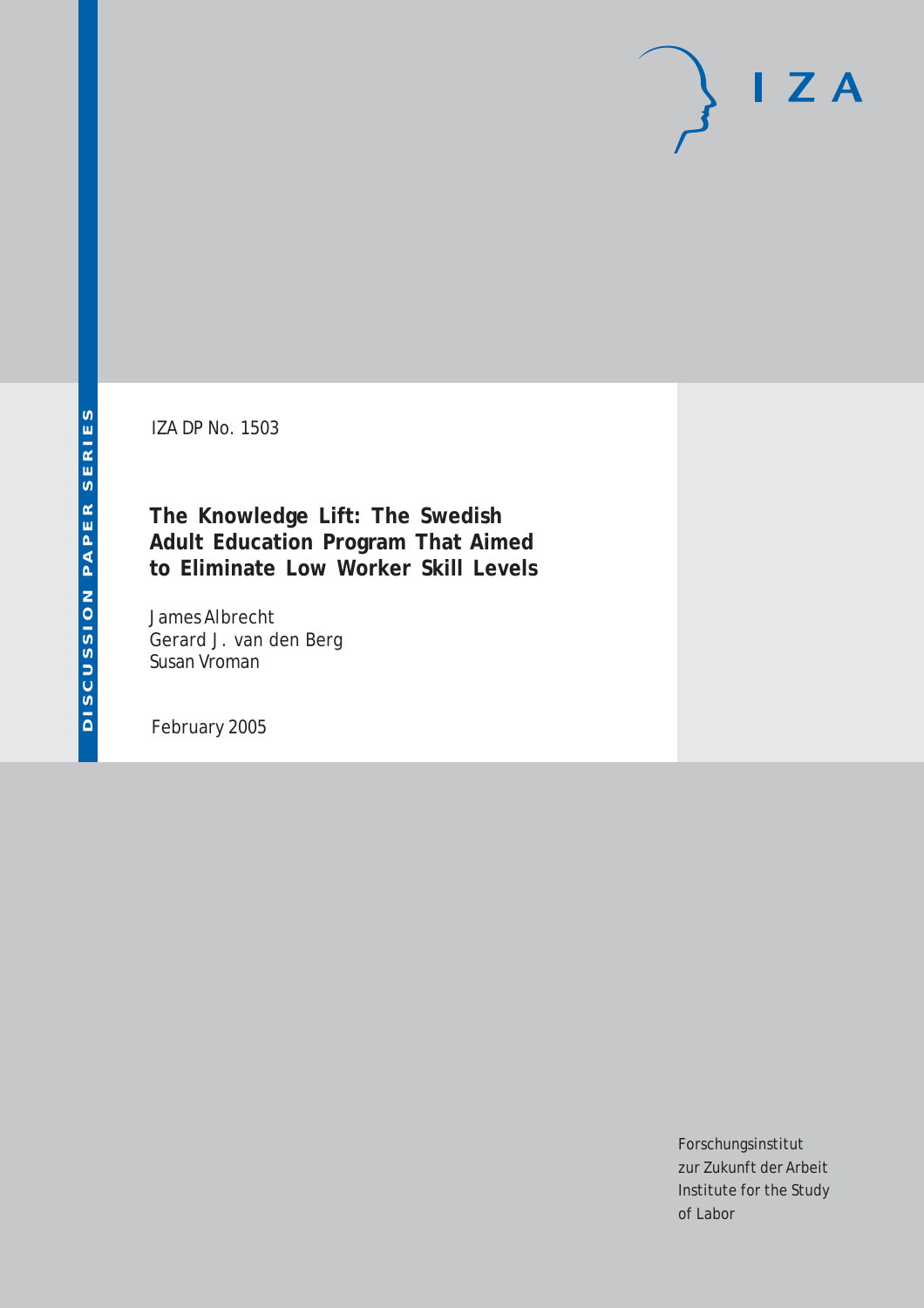DISCUSSION PAPER SERIES

IZA

IZA DP No. 1503

# The Knowledge Lift: The Swedish Adult Education Program That Aimed to Eliminate Low Worker Skill Levels

James Albrecht
Gerard J. van den Berg
Susan Vroman

February 2005

Forschungsinstitut
zur Zukunft der Arbeit
Institute for the Study
of Labor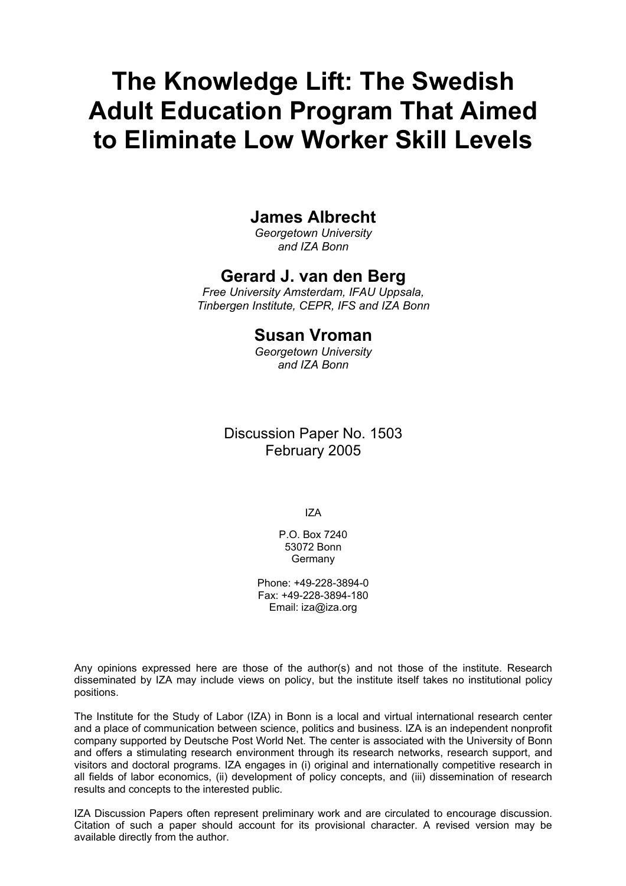# The Knowledge Lift: The Swedish Adult Education Program That Aimed to Eliminate Low Worker Skill Levels

**James Albrecht**
*Georgetown University and IZA Bonn*

**Gerard J. van den Berg**
*Free University Amsterdam, IFAU Uppsala, Tinbergen Institute, CEPR, IFS and IZA Bonn*

**Susan Vroman**
*Georgetown University and IZA Bonn*

Discussion Paper No. 1503
February 2005

IZA

P.O. Box 7240
53072 Bonn
Germany

Phone: +49-228-3894-0
Fax: +49-228-3894-180
Email: iza@iza.org

Any opinions expressed here are those of the author(s) and not those of the institute. Research disseminated by IZA may include views on policy, but the institute itself takes no institutional policy positions.

The Institute for the Study of Labor (IZA) in Bonn is a local and virtual international research center and a place of communication between science, politics and business. IZA is an independent nonprofit company supported by Deutsche Post World Net. The center is associated with the University of Bonn and offers a stimulating research environment through its research networks, research support, and visitors and doctoral programs. IZA engages in (i) original and internationally competitive research in all fields of labor economics, (ii) development of policy concepts, and (iii) dissemination of research results and concepts to the interested public.

IZA Discussion Papers often represent preliminary work and are circulated to encourage discussion. Citation of such a paper should account for its provisional character. A revised version may be available directly from the author.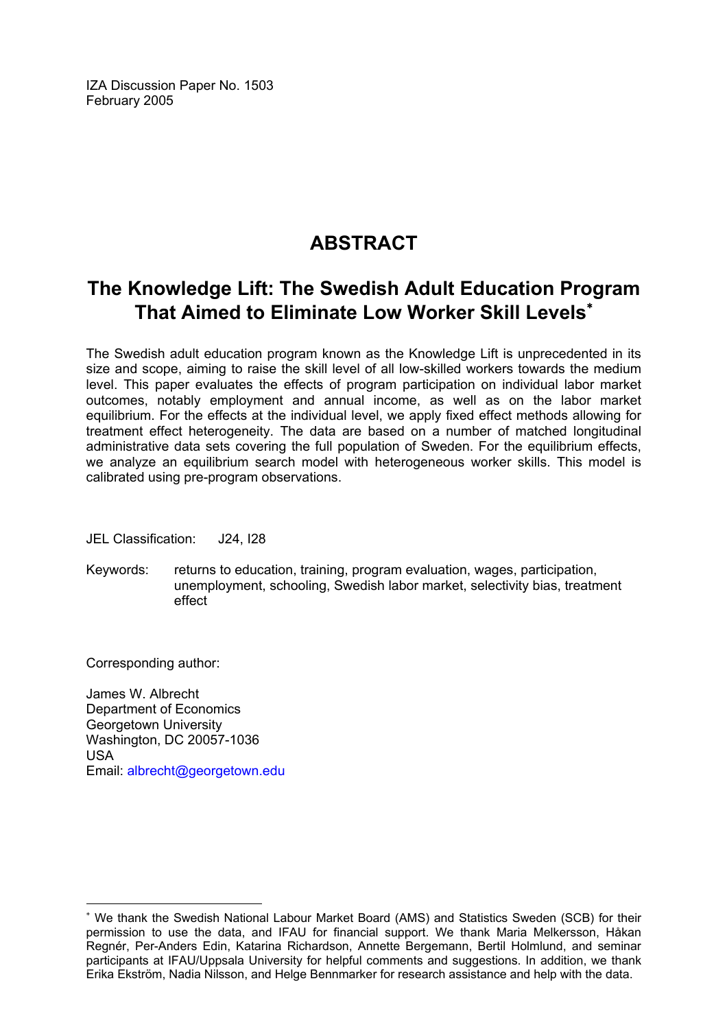IZA Discussion Paper No. 1503
February 2005

# ABSTRACT

## The Knowledge Lift: The Swedish Adult Education Program That Aimed to Eliminate Low Worker Skill Levels[*]

The Swedish adult education program known as the Knowledge Lift is unprecedented in its size and scope, aiming to raise the skill level of all low-skilled workers towards the medium level. This paper evaluates the effects of program participation on individual labor market outcomes, notably employment and annual income, as well as on the labor market equilibrium. For the effects at the individual level, we apply fixed effect methods allowing for treatment effect heterogeneity. The data are based on a number of matched longitudinal administrative data sets covering the full population of Sweden. For the equilibrium effects, we analyze an equilibrium search model with heterogeneous worker skills. This model is calibrated using pre-program observations.

JEL Classification: J24, I28

Keywords: returns to education, training, program evaluation, wages, participation, unemployment, schooling, Swedish labor market, selectivity bias, treatment effect

Corresponding author:

James W. Albrecht
Department of Economics
Georgetown University
Washington, DC 20057-1036
USA
Email: albrecht@georgetown.edu

[*] We thank the Swedish National Labour Market Board (AMS) and Statistics Sweden (SCB) for their permission to use the data, and IFAU for financial support. We thank Maria Melkersson, Håkan Regnér, Per-Anders Edin, Katarina Richardson, Annette Bergemann, Bertil Holmlund, and seminar participants at IFAU/Uppsala University for helpful comments and suggestions. In addition, we thank Erika Ekström, Nadia Nilsson, and Helge Bennmarker for research assistance and help with the data.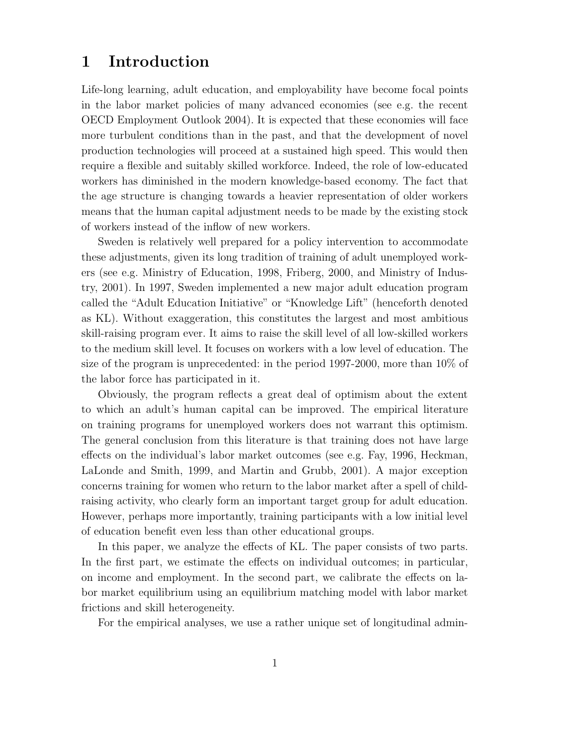# 1 Introduction

Life-long learning, adult education, and employability have become focal points in the labor market policies of many advanced economies (see e.g. the recent OECD Employment Outlook 2004). It is expected that these economies will face more turbulent conditions than in the past, and that the development of novel production technologies will proceed at a sustained high speed. This would then require a flexible and suitably skilled workforce. Indeed, the role of low-educated workers has diminished in the modern knowledge-based economy. The fact that the age structure is changing towards a heavier representation of older workers means that the human capital adjustment needs to be made by the existing stock of workers instead of the inflow of new workers.

Sweden is relatively well prepared for a policy intervention to accommodate these adjustments, given its long tradition of training of adult unemployed workers (see e.g. Ministry of Education, 1998, Friberg, 2000, and Ministry of Industry, 2001). In 1997, Sweden implemented a new major adult education program called the "Adult Education Initiative" or "Knowledge Lift" (henceforth denoted as KL). Without exaggeration, this constitutes the largest and most ambitious skill-raising program ever. It aims to raise the skill level of all low-skilled workers to the medium skill level. It focuses on workers with a low level of education. The size of the program is unprecedented: in the period 1997-2000, more than 10% of the labor force has participated in it.

Obviously, the program reflects a great deal of optimism about the extent to which an adult's human capital can be improved. The empirical literature on training programs for unemployed workers does not warrant this optimism. The general conclusion from this literature is that training does not have large effects on the individual's labor market outcomes (see e.g. Fay, 1996, Heckman, LaLonde and Smith, 1999, and Martin and Grubb, 2001). A major exception concerns training for women who return to the labor market after a spell of child-raising activity, who clearly form an important target group for adult education. However, perhaps more importantly, training participants with a low initial level of education benefit even less than other educational groups.

In this paper, we analyze the effects of KL. The paper consists of two parts. In the first part, we estimate the effects on individual outcomes; in particular, on income and employment. In the second part, we calibrate the effects on labor market equilibrium using an equilibrium matching model with labor market frictions and skill heterogeneity.

For the empirical analyses, we use a rather unique set of longitudinal admin-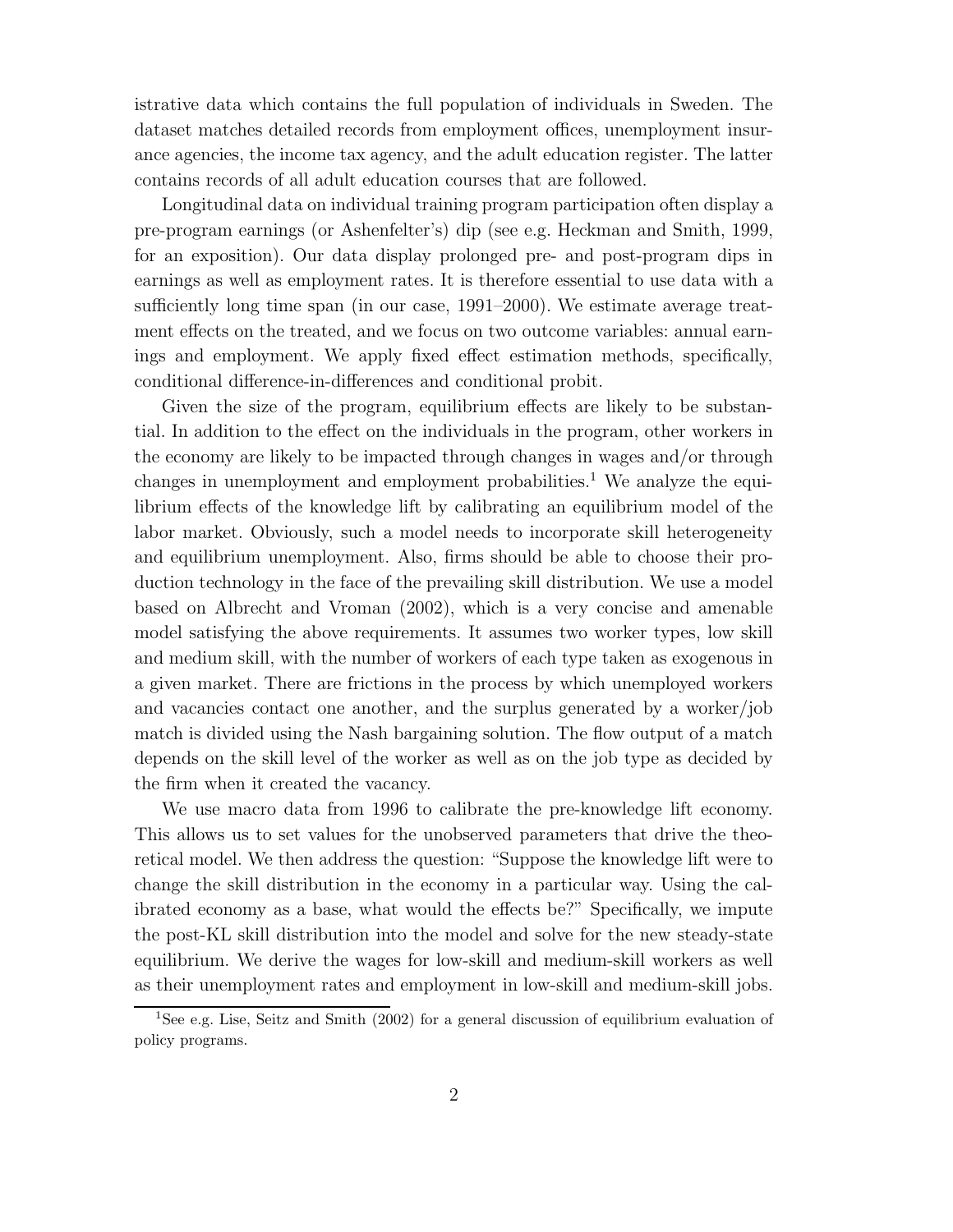istrative data which contains the full population of individuals in Sweden. The dataset matches detailed records from employment offices, unemployment insurance agencies, the income tax agency, and the adult education register. The latter contains records of all adult education courses that are followed.

Longitudinal data on individual training program participation often display a pre-program earnings (or Ashenfelter's) dip (see e.g. Heckman and Smith, 1999, for an exposition). Our data display prolonged pre- and post-program dips in earnings as well as employment rates. It is therefore essential to use data with a sufficiently long time span (in our case, 1991–2000). We estimate average treatment effects on the treated, and we focus on two outcome variables: annual earnings and employment. We apply fixed effect estimation methods, specifically, conditional difference-in-differences and conditional probit.

Given the size of the program, equilibrium effects are likely to be substantial. In addition to the effect on the individuals in the program, other workers in the economy are likely to be impacted through changes in wages and/or through changes in unemployment and employment probabilities.[1] We analyze the equilibrium effects of the knowledge lift by calibrating an equilibrium model of the labor market. Obviously, such a model needs to incorporate skill heterogeneity and equilibrium unemployment. Also, firms should be able to choose their production technology in the face of the prevailing skill distribution. We use a model based on Albrecht and Vroman (2002), which is a very concise and amenable model satisfying the above requirements. It assumes two worker types, low skill and medium skill, with the number of workers of each type taken as exogenous in a given market. There are frictions in the process by which unemployed workers and vacancies contact one another, and the surplus generated by a worker/job match is divided using the Nash bargaining solution. The flow output of a match depends on the skill level of the worker as well as on the job type as decided by the firm when it created the vacancy.

We use macro data from 1996 to calibrate the pre-knowledge lift economy. This allows us to set values for the unobserved parameters that drive the theoretical model. We then address the question: "Suppose the knowledge lift were to change the skill distribution in the economy in a particular way. Using the calibrated economy as a base, what would the effects be?" Specifically, we impute the post-KL skill distribution into the model and solve for the new steady-state equilibrium. We derive the wages for low-skill and medium-skill workers as well as their unemployment rates and employment in low-skill and medium-skill jobs.

[1] See e.g. Lise, Seitz and Smith (2002) for a general discussion of equilibrium evaluation of policy programs.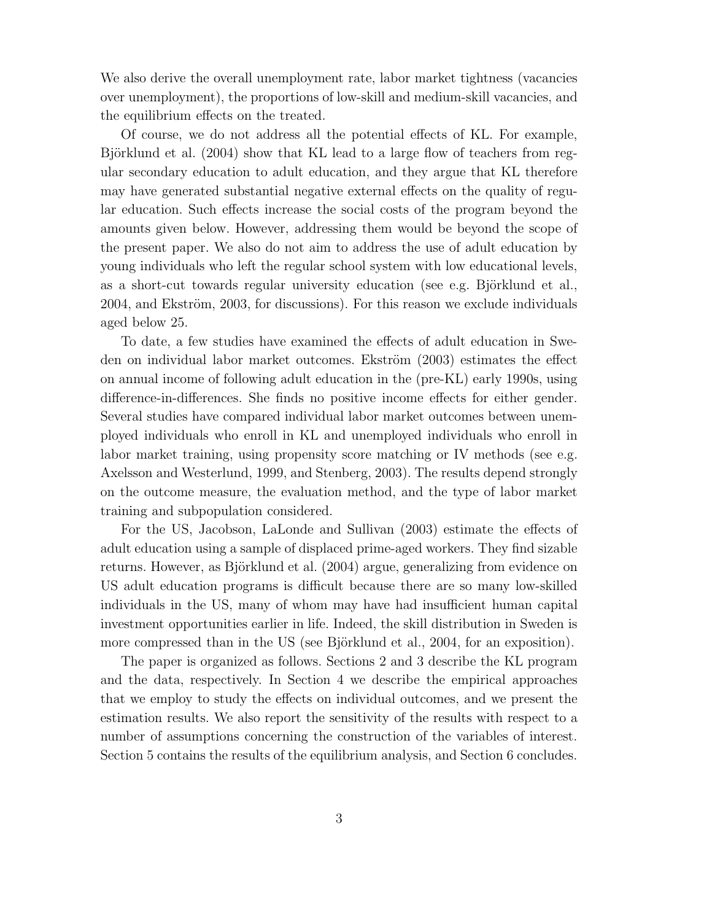We also derive the overall unemployment rate, labor market tightness (vacancies over unemployment), the proportions of low-skill and medium-skill vacancies, and the equilibrium effects on the treated.

Of course, we do not address all the potential effects of KL. For example, Björklund et al. (2004) show that KL lead to a large flow of teachers from regular secondary education to adult education, and they argue that KL therefore may have generated substantial negative external effects on the quality of regular education. Such effects increase the social costs of the program beyond the amounts given below. However, addressing them would be beyond the scope of the present paper. We also do not aim to address the use of adult education by young individuals who left the regular school system with low educational levels, as a short-cut towards regular university education (see e.g. Björklund et al., 2004, and Ekström, 2003, for discussions). For this reason we exclude individuals aged below 25.

To date, a few studies have examined the effects of adult education in Sweden on individual labor market outcomes. Ekström (2003) estimates the effect on annual income of following adult education in the (pre-KL) early 1990s, using difference-in-differences. She finds no positive income effects for either gender. Several studies have compared individual labor market outcomes between unemployed individuals who enroll in KL and unemployed individuals who enroll in labor market training, using propensity score matching or IV methods (see e.g. Axelsson and Westerlund, 1999, and Stenberg, 2003). The results depend strongly on the outcome measure, the evaluation method, and the type of labor market training and subpopulation considered.

For the US, Jacobson, LaLonde and Sullivan (2003) estimate the effects of adult education using a sample of displaced prime-aged workers. They find sizable returns. However, as Björklund et al. (2004) argue, generalizing from evidence on US adult education programs is difficult because there are so many low-skilled individuals in the US, many of whom may have had insufficient human capital investment opportunities earlier in life. Indeed, the skill distribution in Sweden is more compressed than in the US (see Björklund et al., 2004, for an exposition).

The paper is organized as follows. Sections 2 and 3 describe the KL program and the data, respectively. In Section 4 we describe the empirical approaches that we employ to study the effects on individual outcomes, and we present the estimation results. We also report the sensitivity of the results with respect to a number of assumptions concerning the construction of the variables of interest. Section 5 contains the results of the equilibrium analysis, and Section 6 concludes.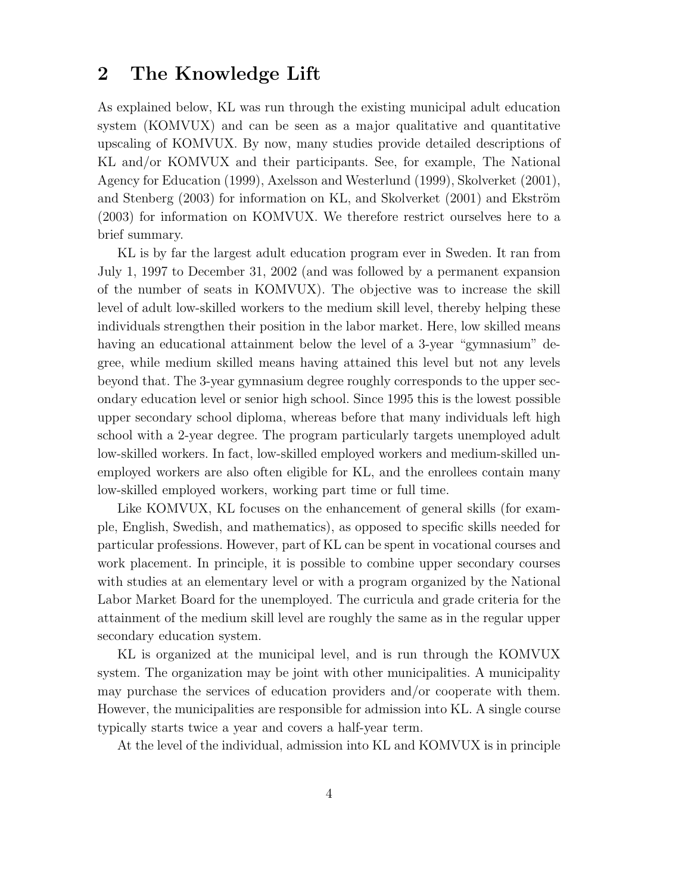## 2 The Knowledge Lift

As explained below, KL was run through the existing municipal adult education system (KOMVUX) and can be seen as a major qualitative and quantitative upscaling of KOMVUX. By now, many studies provide detailed descriptions of KL and/or KOMVUX and their participants. See, for example, The National Agency for Education (1999), Axelsson and Westerlund (1999), Skolverket (2001), and Stenberg (2003) for information on KL, and Skolverket (2001) and Ekström (2003) for information on KOMVUX. We therefore restrict ourselves here to a brief summary.

KL is by far the largest adult education program ever in Sweden. It ran from July 1, 1997 to December 31, 2002 (and was followed by a permanent expansion of the number of seats in KOMVUX). The objective was to increase the skill level of adult low-skilled workers to the medium skill level, thereby helping these individuals strengthen their position in the labor market. Here, low skilled means having an educational attainment below the level of a 3-year "gymnasium" degree, while medium skilled means having attained this level but not any levels beyond that. The 3-year gymnasium degree roughly corresponds to the upper secondary education level or senior high school. Since 1995 this is the lowest possible upper secondary school diploma, whereas before that many individuals left high school with a 2-year degree. The program particularly targets unemployed adult low-skilled workers. In fact, low-skilled employed workers and medium-skilled unemployed workers are also often eligible for KL, and the enrollees contain many low-skilled employed workers, working part time or full time.

Like KOMVUX, KL focuses on the enhancement of general skills (for example, English, Swedish, and mathematics), as opposed to specific skills needed for particular professions. However, part of KL can be spent in vocational courses and work placement. In principle, it is possible to combine upper secondary courses with studies at an elementary level or with a program organized by the National Labor Market Board for the unemployed. The curricula and grade criteria for the attainment of the medium skill level are roughly the same as in the regular upper secondary education system.

KL is organized at the municipal level, and is run through the KOMVUX system. The organization may be joint with other municipalities. A municipality may purchase the services of education providers and/or cooperate with them. However, the municipalities are responsible for admission into KL. A single course typically starts twice a year and covers a half-year term.

At the level of the individual, admission into KL and KOMVUX is in principle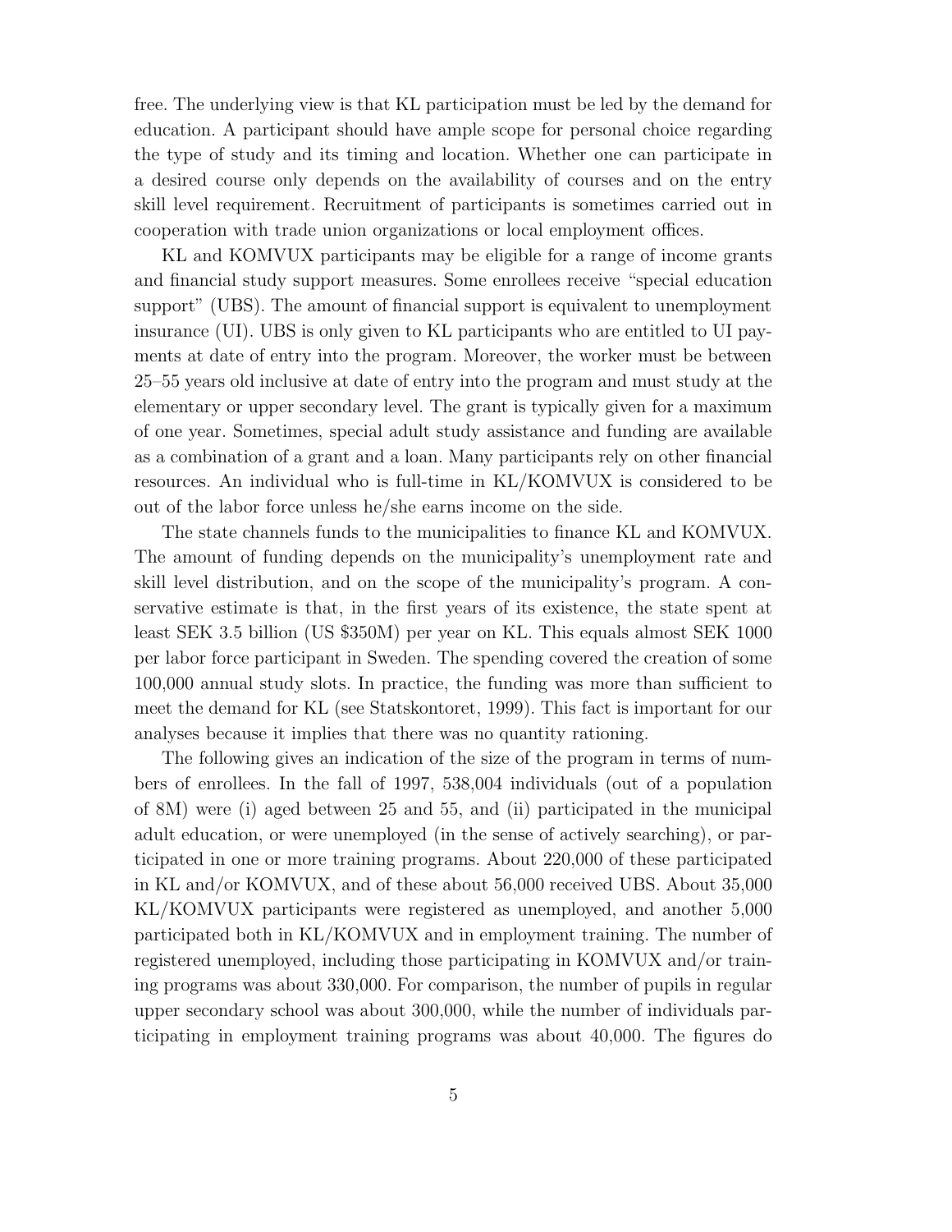free. The underlying view is that KL participation must be led by the demand for education. A participant should have ample scope for personal choice regarding the type of study and its timing and location. Whether one can participate in a desired course only depends on the availability of courses and on the entry skill level requirement. Recruitment of participants is sometimes carried out in cooperation with trade union organizations or local employment offices.

KL and KOMVUX participants may be eligible for a range of income grants and financial study support measures. Some enrollees receive "special education support" (UBS). The amount of financial support is equivalent to unemployment insurance (UI). UBS is only given to KL participants who are entitled to UI payments at date of entry into the program. Moreover, the worker must be between 25–55 years old inclusive at date of entry into the program and must study at the elementary or upper secondary level. The grant is typically given for a maximum of one year. Sometimes, special adult study assistance and funding are available as a combination of a grant and a loan. Many participants rely on other financial resources. An individual who is full-time in KL/KOMVUX is considered to be out of the labor force unless he/she earns income on the side.

The state channels funds to the municipalities to finance KL and KOMVUX. The amount of funding depends on the municipality's unemployment rate and skill level distribution, and on the scope of the municipality's program. A conservative estimate is that, in the first years of its existence, the state spent at least SEK 3.5 billion (US $350M) per year on KL. This equals almost SEK 1000 per labor force participant in Sweden. The spending covered the creation of some 100,000 annual study slots. In practice, the funding was more than sufficient to meet the demand for KL (see Statskontoret, 1999). This fact is important for our analyses because it implies that there was no quantity rationing.

The following gives an indication of the size of the program in terms of numbers of enrollees. In the fall of 1997, 538,004 individuals (out of a population of 8M) were (i) aged between 25 and 55, and (ii) participated in the municipal adult education, or were unemployed (in the sense of actively searching), or participated in one or more training programs. About 220,000 of these participated in KL and/or KOMVUX, and of these about 56,000 received UBS. About 35,000 KL/KOMVUX participants were registered as unemployed, and another 5,000 participated both in KL/KOMVUX and in employment training. The number of registered unemployed, including those participating in KOMVUX and/or training programs was about 330,000. For comparison, the number of pupils in regular upper secondary school was about 300,000, while the number of individuals participating in employment training programs was about 40,000. The figures do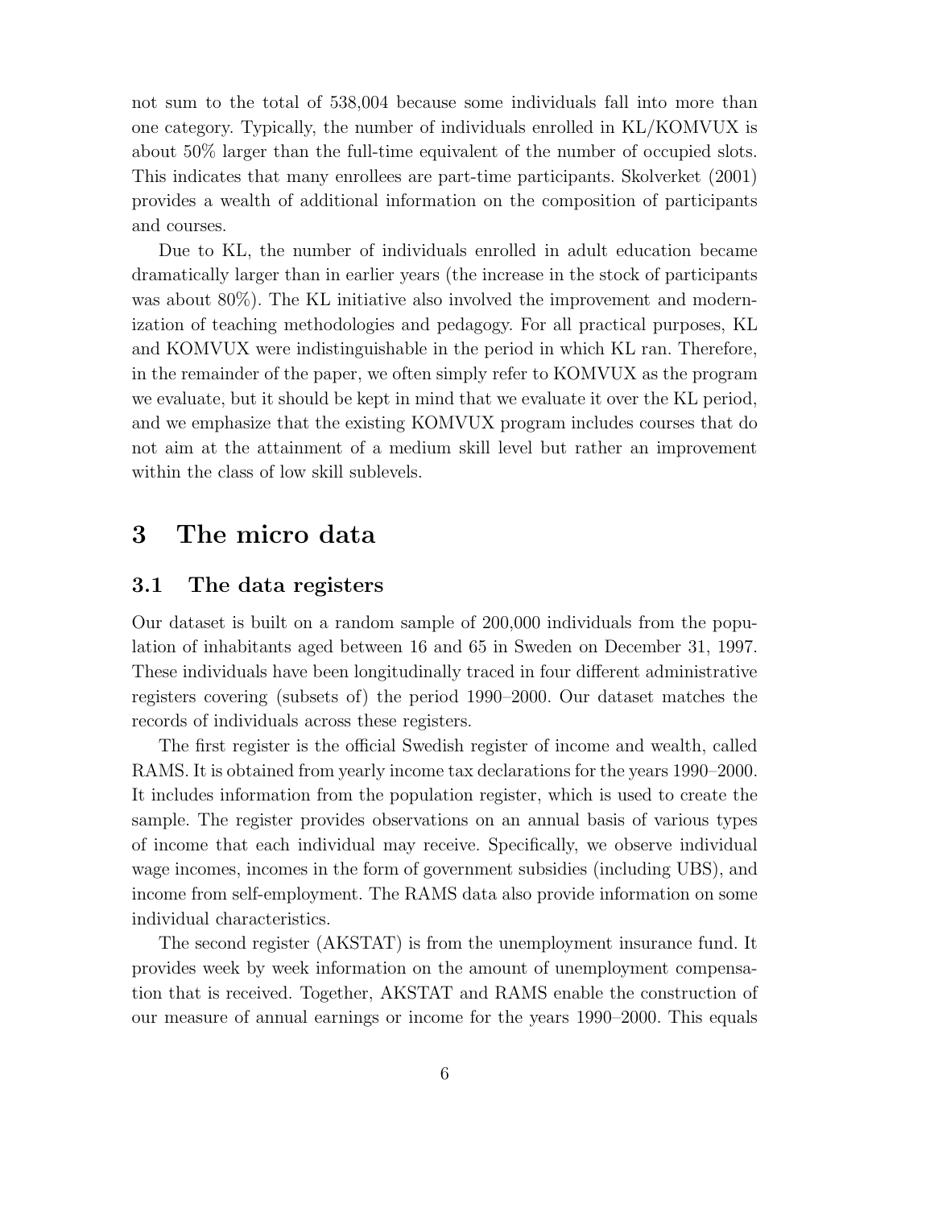not sum to the total of 538,004 because some individuals fall into more than one category. Typically, the number of individuals enrolled in KL/KOMVUX is about 50% larger than the full-time equivalent of the number of occupied slots. This indicates that many enrollees are part-time participants. Skolverket (2001) provides a wealth of additional information on the composition of participants and courses.

Due to KL, the number of individuals enrolled in adult education became dramatically larger than in earlier years (the increase in the stock of participants was about 80%). The KL initiative also involved the improvement and modernization of teaching methodologies and pedagogy. For all practical purposes, KL and KOMVUX were indistinguishable in the period in which KL ran. Therefore, in the remainder of the paper, we often simply refer to KOMVUX as the program we evaluate, but it should be kept in mind that we evaluate it over the KL period, and we emphasize that the existing KOMVUX program includes courses that do not aim at the attainment of a medium skill level but rather an improvement within the class of low skill sublevels.

# 3 The micro data

## 3.1 The data registers

Our dataset is built on a random sample of 200,000 individuals from the population of inhabitants aged between 16 and 65 in Sweden on December 31, 1997. These individuals have been longitudinally traced in four different administrative registers covering (subsets of) the period 1990–2000. Our dataset matches the records of individuals across these registers.

The first register is the official Swedish register of income and wealth, called RAMS. It is obtained from yearly income tax declarations for the years 1990–2000. It includes information from the population register, which is used to create the sample. The register provides observations on an annual basis of various types of income that each individual may receive. Specifically, we observe individual wage incomes, incomes in the form of government subsidies (including UBS), and income from self-employment. The RAMS data also provide information on some individual characteristics.

The second register (AKSTAT) is from the unemployment insurance fund. It provides week by week information on the amount of unemployment compensation that is received. Together, AKSTAT and RAMS enable the construction of our measure of annual earnings or income for the years 1990–2000. This equals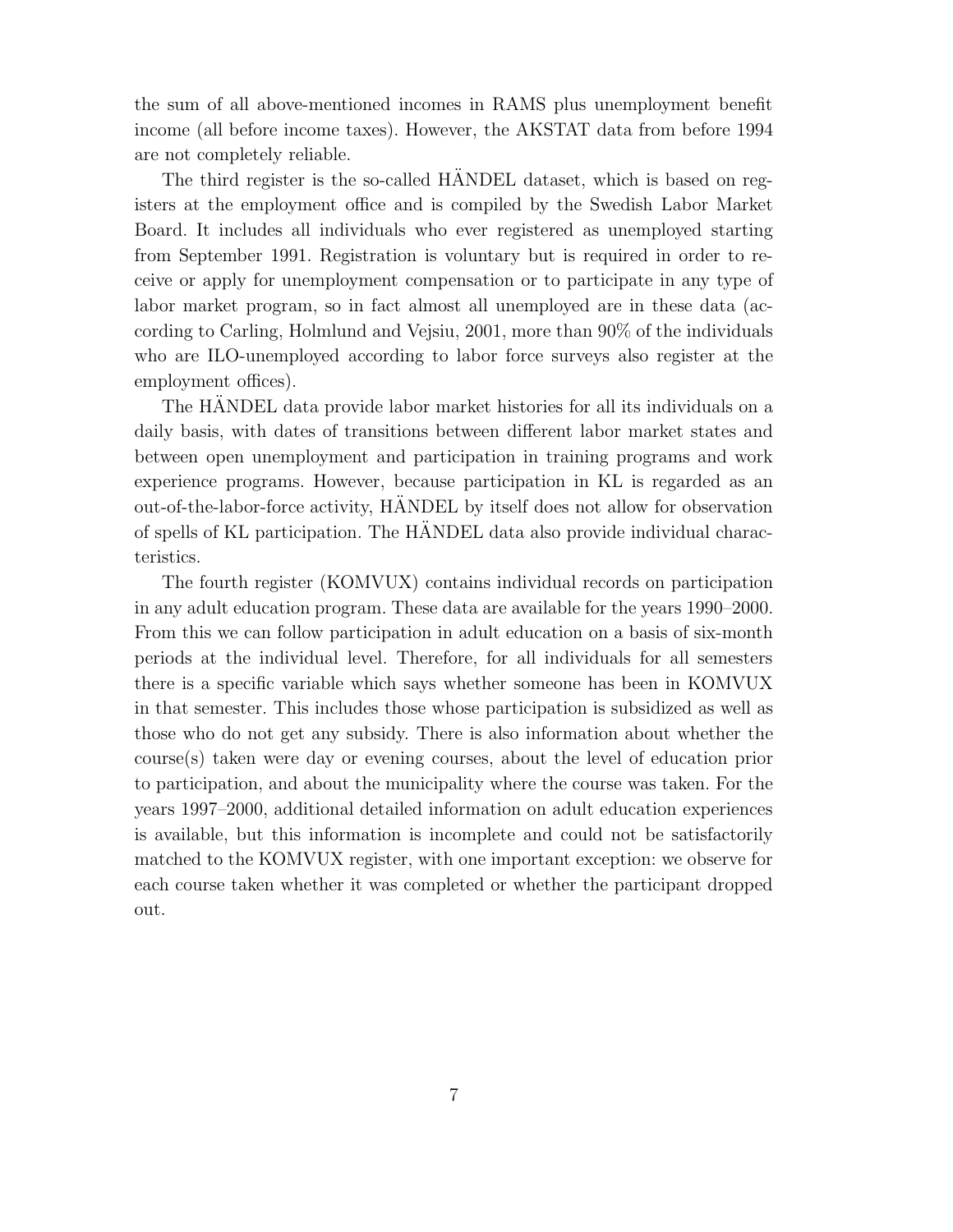the sum of all above-mentioned incomes in RAMS plus unemployment benefit income (all before income taxes). However, the AKSTAT data from before 1994 are not completely reliable.

The third register is the so-called HÄNDEL dataset, which is based on registers at the employment office and is compiled by the Swedish Labor Market Board. It includes all individuals who ever registered as unemployed starting from September 1991. Registration is voluntary but is required in order to receive or apply for unemployment compensation or to participate in any type of labor market program, so in fact almost all unemployed are in these data (according to Carling, Holmlund and Vejsiu, 2001, more than 90% of the individuals who are ILO-unemployed according to labor force surveys also register at the employment offices).

The HÄNDEL data provide labor market histories for all its individuals on a daily basis, with dates of transitions between different labor market states and between open unemployment and participation in training programs and work experience programs. However, because participation in KL is regarded as an out-of-the-labor-force activity, HÄNDEL by itself does not allow for observation of spells of KL participation. The HÄNDEL data also provide individual characteristics.

The fourth register (KOMVUX) contains individual records on participation in any adult education program. These data are available for the years 1990–2000. From this we can follow participation in adult education on a basis of six-month periods at the individual level. Therefore, for all individuals for all semesters there is a specific variable which says whether someone has been in KOMVUX in that semester. This includes those whose participation is subsidized as well as those who do not get any subsidy. There is also information about whether the course(s) taken were day or evening courses, about the level of education prior to participation, and about the municipality where the course was taken. For the years 1997–2000, additional detailed information on adult education experiences is available, but this information is incomplete and could not be satisfactorily matched to the KOMVUX register, with one important exception: we observe for each course taken whether it was completed or whether the participant dropped out.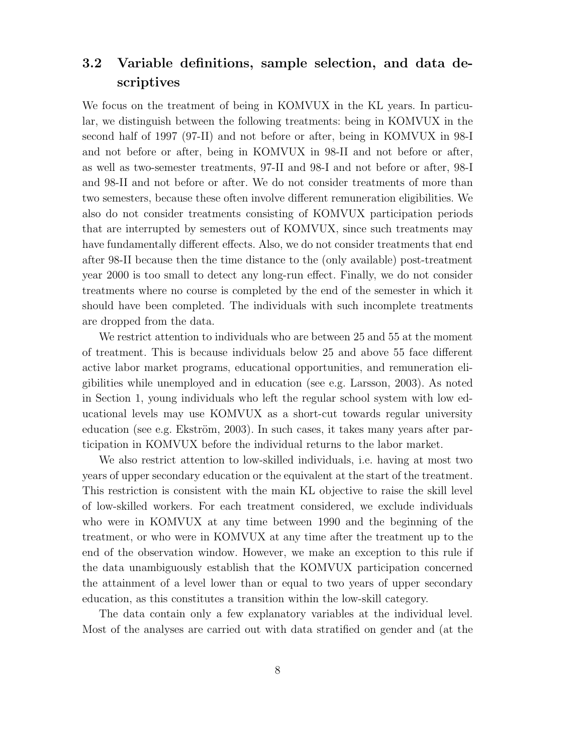### 3.2 Variable definitions, sample selection, and data descriptives

We focus on the treatment of being in KOMVUX in the KL years. In particular, we distinguish between the following treatments: being in KOMVUX in the second half of 1997 (97-II) and not before or after, being in KOMVUX in 98-I and not before or after, being in KOMVUX in 98-II and not before or after, as well as two-semester treatments, 97-II and 98-I and not before or after, 98-I and 98-II and not before or after. We do not consider treatments of more than two semesters, because these often involve different remuneration eligibilities. We also do not consider treatments consisting of KOMVUX participation periods that are interrupted by semesters out of KOMVUX, since such treatments may have fundamentally different effects. Also, we do not consider treatments that end after 98-II because then the time distance to the (only available) post-treatment year 2000 is too small to detect any long-run effect. Finally, we do not consider treatments where no course is completed by the end of the semester in which it should have been completed. The individuals with such incomplete treatments are dropped from the data.

We restrict attention to individuals who are between 25 and 55 at the moment of treatment. This is because individuals below 25 and above 55 face different active labor market programs, educational opportunities, and remuneration eligibilities while unemployed and in education (see e.g. Larsson, 2003). As noted in Section 1, young individuals who left the regular school system with low educational levels may use KOMVUX as a short-cut towards regular university education (see e.g. Ekström, 2003). In such cases, it takes many years after participation in KOMVUX before the individual returns to the labor market.

We also restrict attention to low-skilled individuals, i.e. having at most two years of upper secondary education or the equivalent at the start of the treatment. This restriction is consistent with the main KL objective to raise the skill level of low-skilled workers. For each treatment considered, we exclude individuals who were in KOMVUX at any time between 1990 and the beginning of the treatment, or who were in KOMVUX at any time after the treatment up to the end of the observation window. However, we make an exception to this rule if the data unambiguously establish that the KOMVUX participation concerned the attainment of a level lower than or equal to two years of upper secondary education, as this constitutes a transition within the low-skill category.

The data contain only a few explanatory variables at the individual level. Most of the analyses are carried out with data stratified on gender and (at the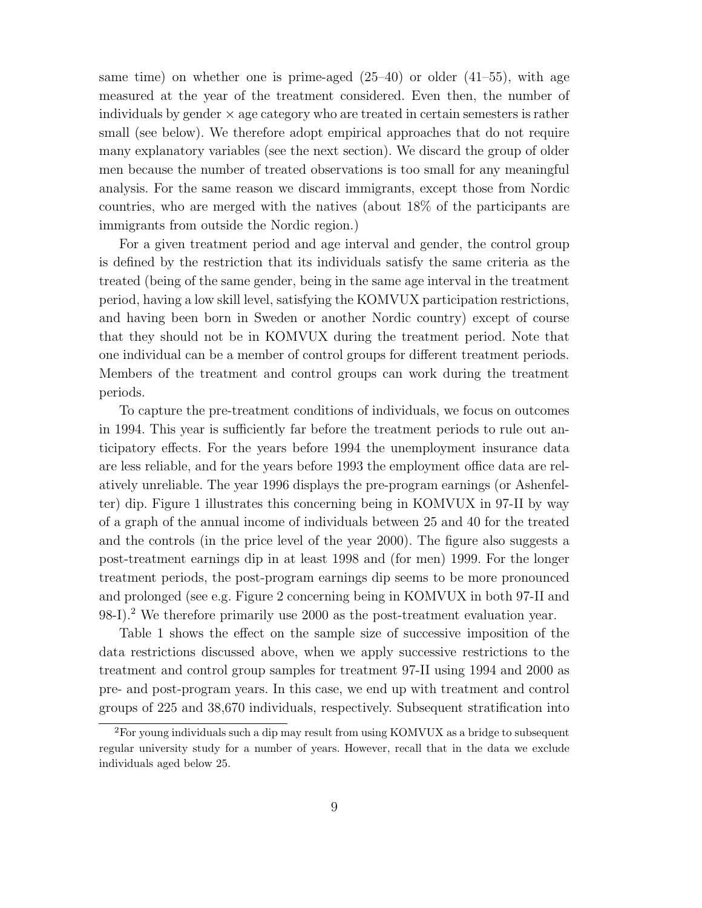same time) on whether one is prime-aged (25–40) or older (41–55), with age measured at the year of the treatment considered. Even then, the number of individuals by gender × age category who are treated in certain semesters is rather small (see below). We therefore adopt empirical approaches that do not require many explanatory variables (see the next section). We discard the group of older men because the number of treated observations is too small for any meaningful analysis. For the same reason we discard immigrants, except those from Nordic countries, who are merged with the natives (about 18% of the participants are immigrants from outside the Nordic region.)

For a given treatment period and age interval and gender, the control group is defined by the restriction that its individuals satisfy the same criteria as the treated (being of the same gender, being in the same age interval in the treatment period, having a low skill level, satisfying the KOMVUX participation restrictions, and having been born in Sweden or another Nordic country) except of course that they should not be in KOMVUX during the treatment period. Note that one individual can be a member of control groups for different treatment periods. Members of the treatment and control groups can work during the treatment periods.

To capture the pre-treatment conditions of individuals, we focus on outcomes in 1994. This year is sufficiently far before the treatment periods to rule out anticipatory effects. For the years before 1994 the unemployment insurance data are less reliable, and for the years before 1993 the employment office data are relatively unreliable. The year 1996 displays the pre-program earnings (or Ashenfelter) dip. Figure 1 illustrates this concerning being in KOMVUX in 97-II by way of a graph of the annual income of individuals between 25 and 40 for the treated and the controls (in the price level of the year 2000). The figure also suggests a post-treatment earnings dip in at least 1998 and (for men) 1999. For the longer treatment periods, the post-program earnings dip seems to be more pronounced and prolonged (see e.g. Figure 2 concerning being in KOMVUX in both 97-II and 98-I).[2] We therefore primarily use 2000 as the post-treatment evaluation year.

Table 1 shows the effect on the sample size of successive imposition of the data restrictions discussed above, when we apply successive restrictions to the treatment and control group samples for treatment 97-II using 1994 and 2000 as pre- and post-program years. In this case, we end up with treatment and control groups of 225 and 38,670 individuals, respectively. Subsequent stratification into

[2] For young individuals such a dip may result from using KOMVUX as a bridge to subsequent regular university study for a number of years. However, recall that in the data we exclude individuals aged below 25.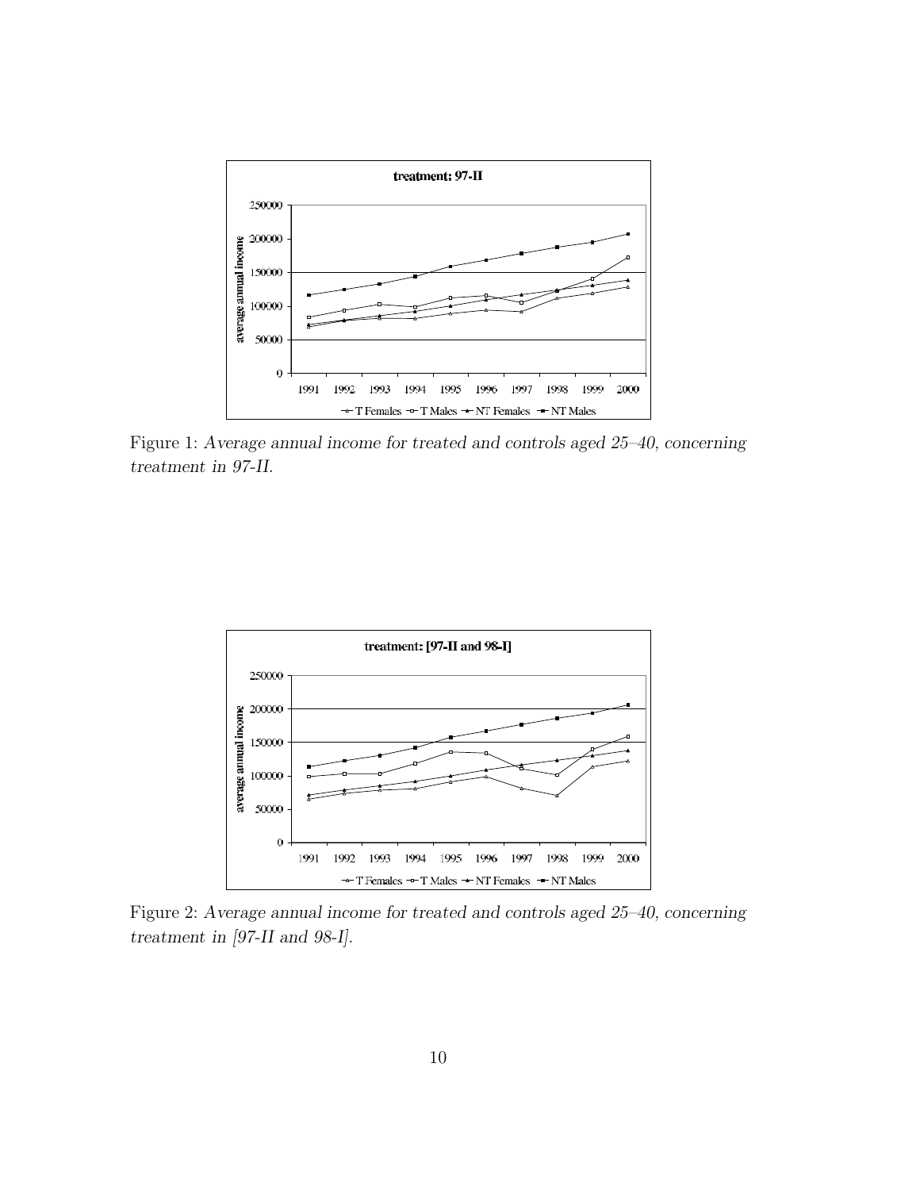Figure 1: *Average annual income for treated and controls aged 25–40, concerning treatment in 97-II.*

Figure 2: *Average annual income for treated and controls aged 25–40, concerning treatment in [97-II and 98-I].*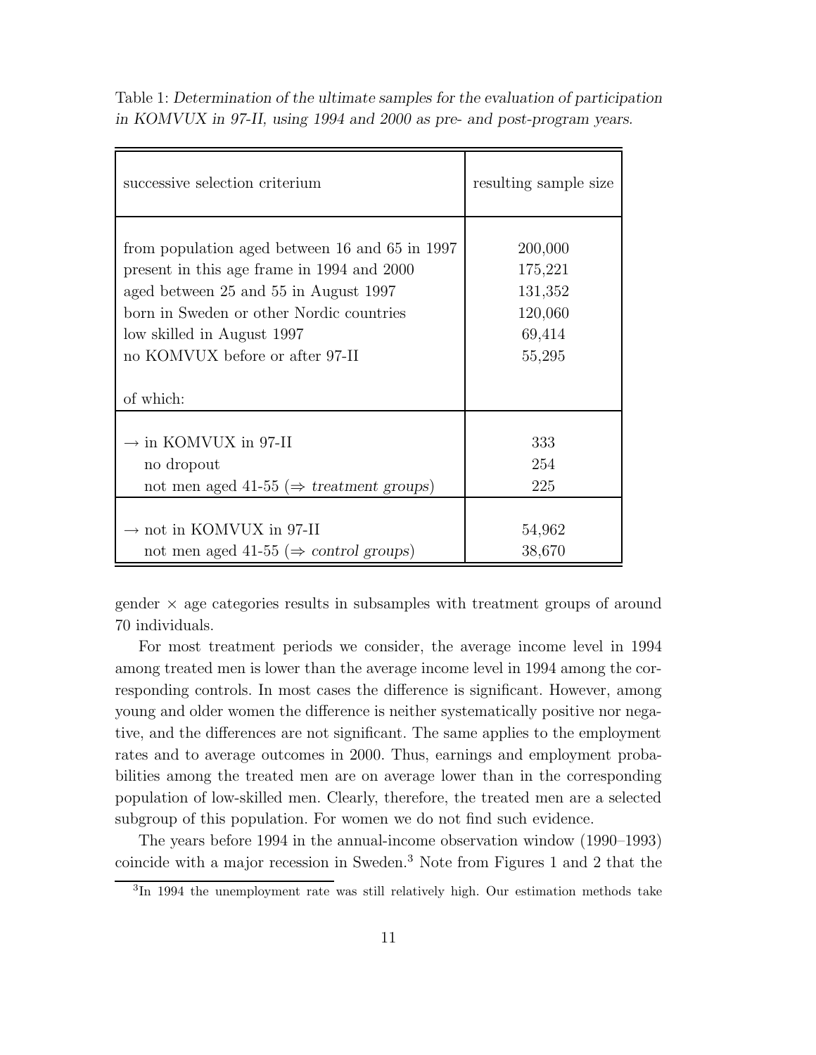Table 1: *Determination of the ultimate samples for the evaluation of participation in KOMVUX in 97-II, using 1994 and 2000 as pre- and post-program years.*

| successive selection criterium | resulting sample size |
|---|---|
| from population aged between 16 and 65 in 1997 | 200,000 |
| present in this age frame in 1994 and 2000 | 175,221 |
| aged between 25 and 55 in August 1997 | 131,352 |
| born in Sweden or other Nordic countries | 120,060 |
| low skilled in August 1997 | 69,414 |
| no KOMVUX before or after 97-II | 55,295 |
| of which: | |
| → in KOMVUX in 97-II | 333 |
| no dropout | 254 |
| not men aged 41-55 (⇒ *treatment groups*) | 225 |
| → not in KOMVUX in 97-II | 54,962 |
| not men aged 41-55 (⇒ *control groups*) | 38,670 |

gender × age categories results in subsamples with treatment groups of around 70 individuals.

For most treatment periods we consider, the average income level in 1994 among treated men is lower than the average income level in 1994 among the corresponding controls. In most cases the difference is significant. However, among young and older women the difference is neither systematically positive nor negative, and the differences are not significant. The same applies to the employment rates and to average outcomes in 2000. Thus, earnings and employment probabilities among the treated men are on average lower than in the corresponding population of low-skilled men. Clearly, therefore, the treated men are a selected subgroup of this population. For women we do not find such evidence.

The years before 1994 in the annual-income observation window (1990–1993) coincide with a major recession in Sweden.[3] Note from Figures 1 and 2 that the

[3]In 1994 the unemployment rate was still relatively high. Our estimation methods take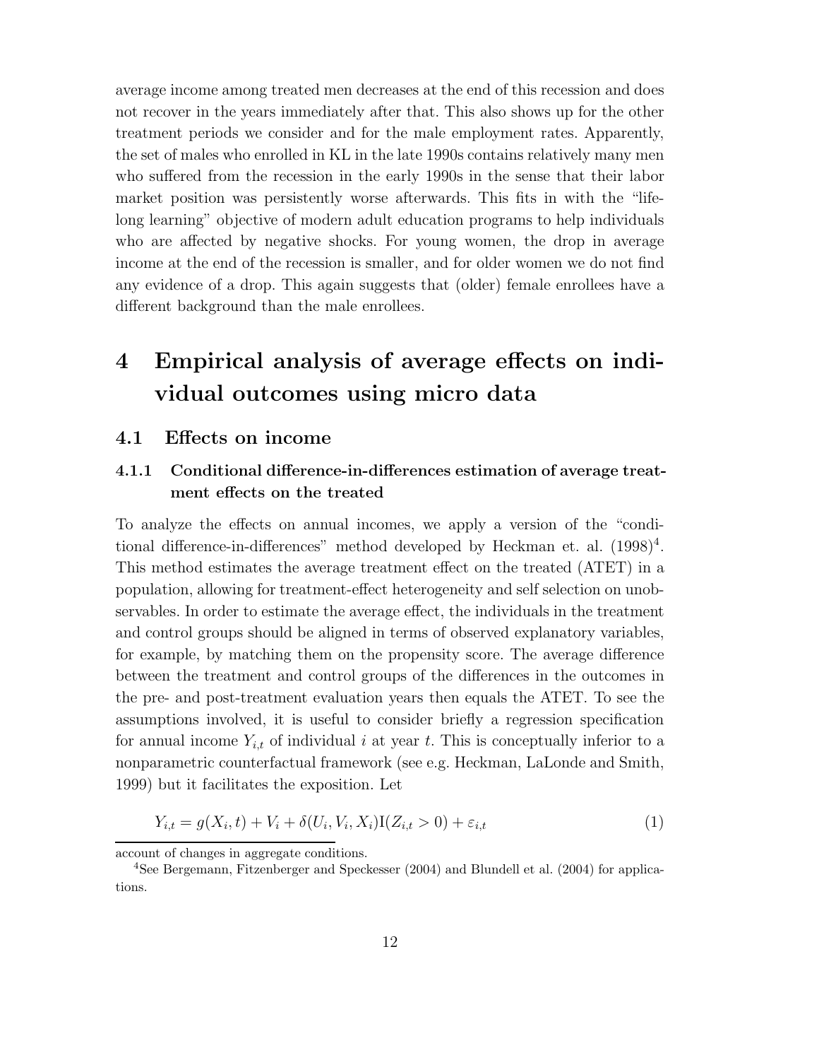average income among treated men decreases at the end of this recession and does not recover in the years immediately after that. This also shows up for the other treatment periods we consider and for the male employment rates. Apparently, the set of males who enrolled in KL in the late 1990s contains relatively many men who suffered from the recession in the early 1990s in the sense that their labor market position was persistently worse afterwards. This fits in with the "life-long learning" objective of modern adult education programs to help individuals who are affected by negative shocks. For young women, the drop in average income at the end of the recession is smaller, and for older women we do not find any evidence of a drop. This again suggests that (older) female enrollees have a different background than the male enrollees.

# 4 Empirical analysis of average effects on individual outcomes using micro data

## 4.1 Effects on income

### 4.1.1 Conditional difference-in-differences estimation of average treatment effects on the treated

To analyze the effects on annual incomes, we apply a version of the "conditional difference-in-differences" method developed by Heckman et. al. (1998)[4]. This method estimates the average treatment effect on the treated (ATET) in a population, allowing for treatment-effect heterogeneity and self selection on unobservables. In order to estimate the average effect, the individuals in the treatment and control groups should be aligned in terms of observed explanatory variables, for example, by matching them on the propensity score. The average difference between the treatment and control groups of the differences in the outcomes in the pre- and post-treatment evaluation years then equals the ATET. To see the assumptions involved, it is useful to consider briefly a regression specification for annual income $Y_{i,t}$ of individual $i$ at year $t$. This is conceptually inferior to a nonparametric counterfactual framework (see e.g. Heckman, LaLonde and Smith, 1999) but it facilitates the exposition. Let

$$Y_{i,t} = g(X_i, t) + V_i + \delta(U_i, V_i, X_i)\mathrm{I}(Z_{i,t} > 0) + \varepsilon_{i,t} \tag{1}$$

account of changes in aggregate conditions.

[4]See Bergemann, Fitzenberger and Speckesser (2004) and Blundell et al. (2004) for applications.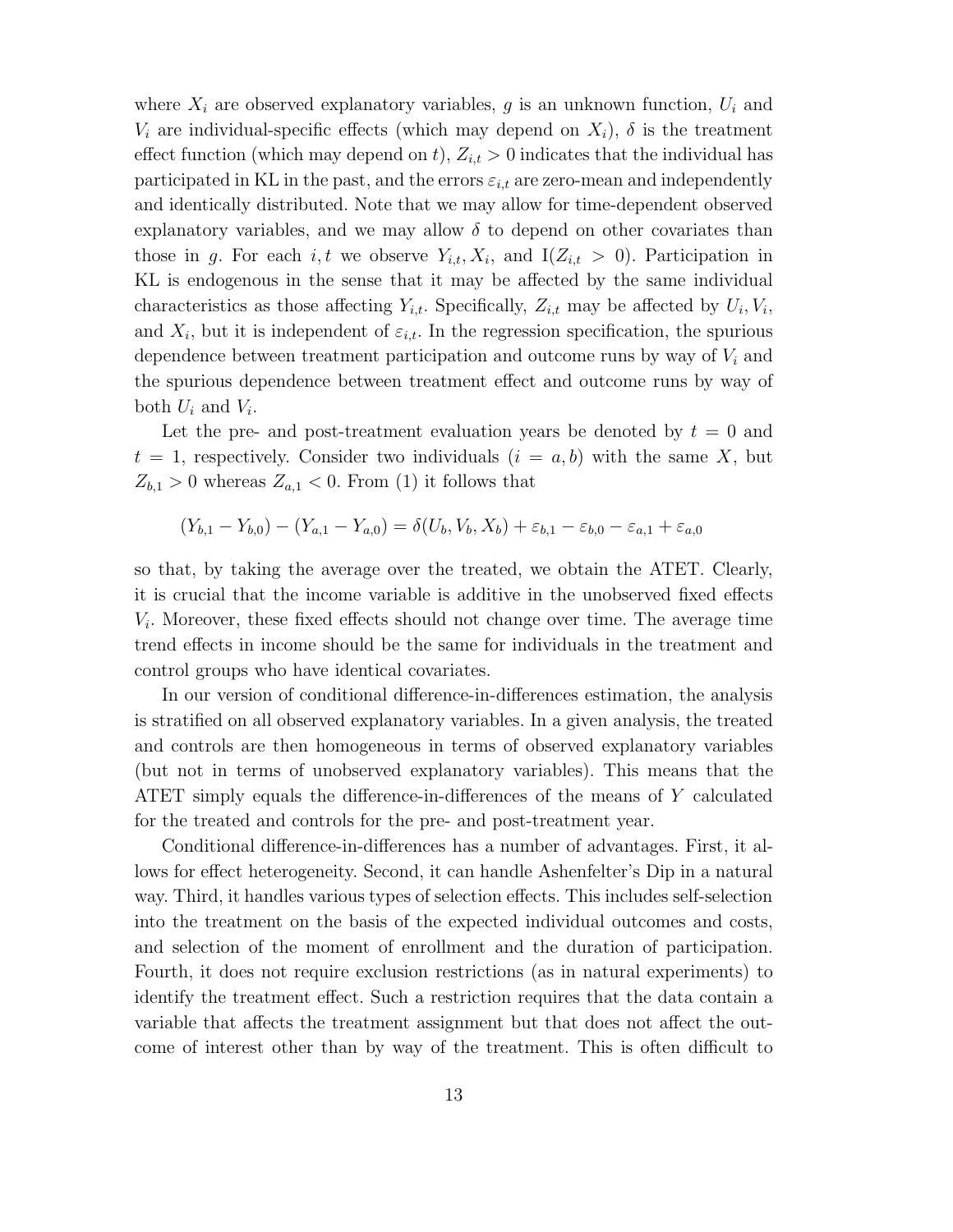where $X_i$ are observed explanatory variables, $g$ is an unknown function, $U_i$ and $V_i$ are individual-specific effects (which may depend on $X_i$), $\delta$ is the treatment effect function (which may depend on $t$), $Z_{i,t} > 0$ indicates that the individual has participated in KL in the past, and the errors $\varepsilon_{i,t}$ are zero-mean and independently and identically distributed. Note that we may allow for time-dependent observed explanatory variables, and we may allow $\delta$ to depend on other covariates than those in $g$. For each $i, t$ we observe $Y_{i,t}, X_i$, and $\mathrm{I}(Z_{i,t} > 0)$. Participation in KL is endogenous in the sense that it may be affected by the same individual characteristics as those affecting $Y_{i,t}$. Specifically, $Z_{i,t}$ may be affected by $U_i, V_i$, and $X_i$, but it is independent of $\varepsilon_{i,t}$. In the regression specification, the spurious dependence between treatment participation and outcome runs by way of $V_i$ and the spurious dependence between treatment effect and outcome runs by way of both $U_i$ and $V_i$.

Let the pre- and post-treatment evaluation years be denoted by $t = 0$ and $t = 1$, respectively. Consider two individuals ($i = a, b$) with the same $X$, but $Z_{b,1} > 0$ whereas $Z_{a,1} < 0$. From (1) it follows that

$$(Y_{b,1} - Y_{b,0}) - (Y_{a,1} - Y_{a,0}) = \delta(U_b, V_b, X_b) + \varepsilon_{b,1} - \varepsilon_{b,0} - \varepsilon_{a,1} + \varepsilon_{a,0}$$

so that, by taking the average over the treated, we obtain the ATET. Clearly, it is crucial that the income variable is additive in the unobserved fixed effects $V_i$. Moreover, these fixed effects should not change over time. The average time trend effects in income should be the same for individuals in the treatment and control groups who have identical covariates.

In our version of conditional difference-in-differences estimation, the analysis is stratified on all observed explanatory variables. In a given analysis, the treated and controls are then homogeneous in terms of observed explanatory variables (but not in terms of unobserved explanatory variables). This means that the ATET simply equals the difference-in-differences of the means of $Y$ calculated for the treated and controls for the pre- and post-treatment year.

Conditional difference-in-differences has a number of advantages. First, it allows for effect heterogeneity. Second, it can handle Ashenfelter's Dip in a natural way. Third, it handles various types of selection effects. This includes self-selection into the treatment on the basis of the expected individual outcomes and costs, and selection of the moment of enrollment and the duration of participation. Fourth, it does not require exclusion restrictions (as in natural experiments) to identify the treatment effect. Such a restriction requires that the data contain a variable that affects the treatment assignment but that does not affect the outcome of interest other than by way of the treatment. This is often difficult to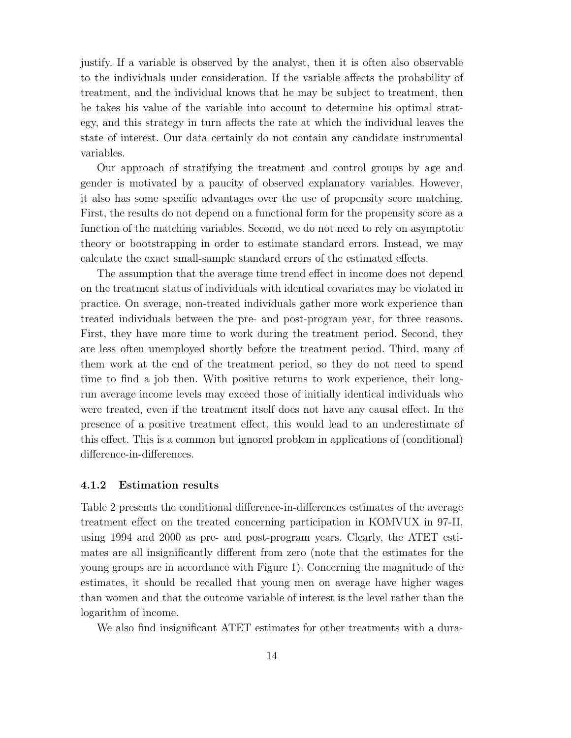justify. If a variable is observed by the analyst, then it is often also observable to the individuals under consideration. If the variable affects the probability of treatment, and the individual knows that he may be subject to treatment, then he takes his value of the variable into account to determine his optimal strategy, and this strategy in turn affects the rate at which the individual leaves the state of interest. Our data certainly do not contain any candidate instrumental variables.

Our approach of stratifying the treatment and control groups by age and gender is motivated by a paucity of observed explanatory variables. However, it also has some specific advantages over the use of propensity score matching. First, the results do not depend on a functional form for the propensity score as a function of the matching variables. Second, we do not need to rely on asymptotic theory or bootstrapping in order to estimate standard errors. Instead, we may calculate the exact small-sample standard errors of the estimated effects.

The assumption that the average time trend effect in income does not depend on the treatment status of individuals with identical covariates may be violated in practice. On average, non-treated individuals gather more work experience than treated individuals between the pre- and post-program year, for three reasons. First, they have more time to work during the treatment period. Second, they are less often unemployed shortly before the treatment period. Third, many of them work at the end of the treatment period, so they do not need to spend time to find a job then. With positive returns to work experience, their long-run average income levels may exceed those of initially identical individuals who were treated, even if the treatment itself does not have any causal effect. In the presence of a positive treatment effect, this would lead to an underestimate of this effect. This is a common but ignored problem in applications of (conditional) difference-in-differences.

### 4.1.2 Estimation results

Table 2 presents the conditional difference-in-differences estimates of the average treatment effect on the treated concerning participation in KOMVUX in 97-II, using 1994 and 2000 as pre- and post-program years. Clearly, the ATET estimates are all insignificantly different from zero (note that the estimates for the young groups are in accordance with Figure 1). Concerning the magnitude of the estimates, it should be recalled that young men on average have higher wages than women and that the outcome variable of interest is the level rather than the logarithm of income.

We also find insignificant ATET estimates for other treatments with a dura-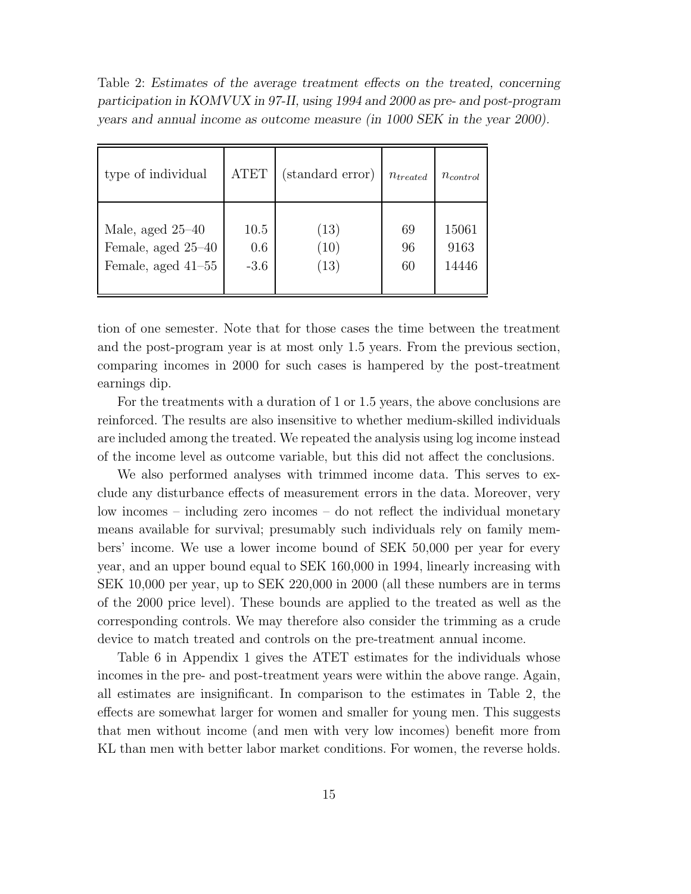Table 2: *Estimates of the average treatment effects on the treated, concerning participation in KOMVUX in 97-II, using 1994 and 2000 as pre- and post-program years and annual income as outcome measure (in 1000 SEK in the year 2000).*

| type of individual | ATET | (standard error) | $n_{treated}$ | $n_{control}$ |
|---|---|---|---|---|
| Male, aged 25–40 | 10.5 | (13) | 69 | 15061 |
| Female, aged 25–40 | 0.6 | (10) | 96 | 9163 |
| Female, aged 41–55 | -3.6 | (13) | 60 | 14446 |

tion of one semester. Note that for those cases the time between the treatment and the post-program year is at most only 1.5 years. From the previous section, comparing incomes in 2000 for such cases is hampered by the post-treatment earnings dip.

For the treatments with a duration of 1 or 1.5 years, the above conclusions are reinforced. The results are also insensitive to whether medium-skilled individuals are included among the treated. We repeated the analysis using log income instead of the income level as outcome variable, but this did not affect the conclusions.

We also performed analyses with trimmed income data. This serves to exclude any disturbance effects of measurement errors in the data. Moreover, very low incomes – including zero incomes – do not reflect the individual monetary means available for survival; presumably such individuals rely on family members' income. We use a lower income bound of SEK 50,000 per year for every year, and an upper bound equal to SEK 160,000 in 1994, linearly increasing with SEK 10,000 per year, up to SEK 220,000 in 2000 (all these numbers are in terms of the 2000 price level). These bounds are applied to the treated as well as the corresponding controls. We may therefore also consider the trimming as a crude device to match treated and controls on the pre-treatment annual income.

Table 6 in Appendix 1 gives the ATET estimates for the individuals whose incomes in the pre- and post-treatment years were within the above range. Again, all estimates are insignificant. In comparison to the estimates in Table 2, the effects are somewhat larger for women and smaller for young men. This suggests that men without income (and men with very low incomes) benefit more from KL than men with better labor market conditions. For women, the reverse holds.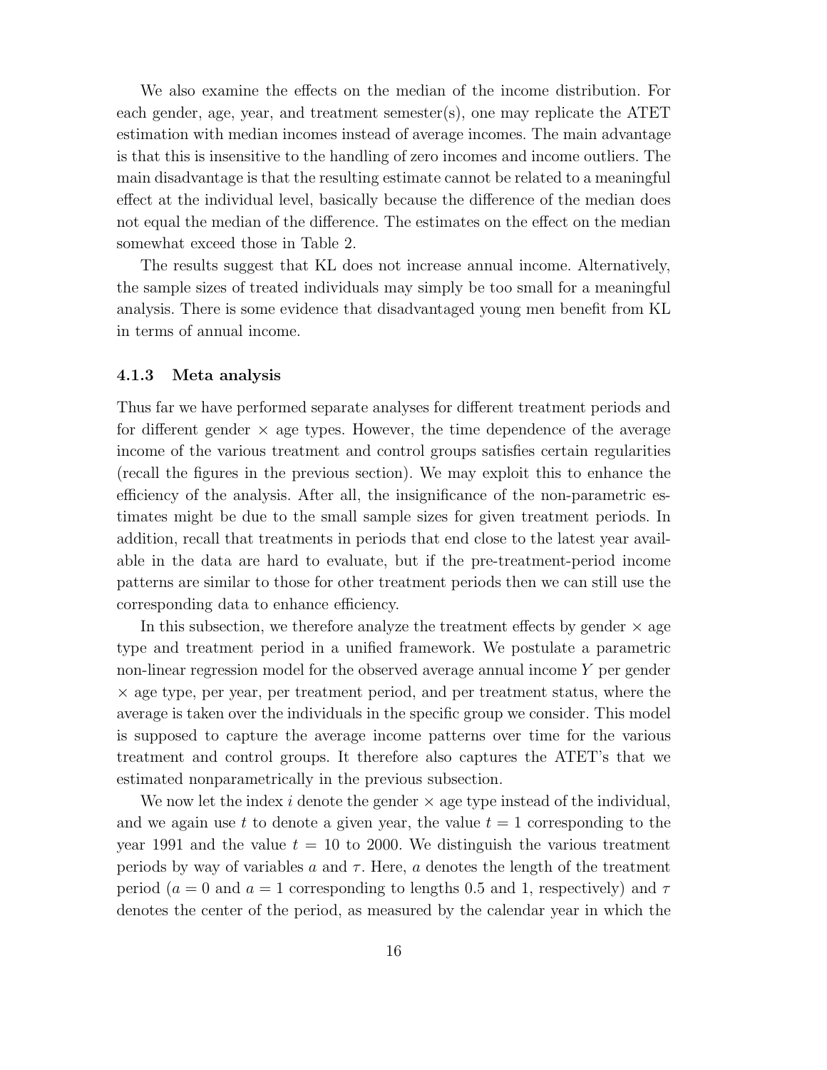We also examine the effects on the median of the income distribution. For each gender, age, year, and treatment semester(s), one may replicate the ATET estimation with median incomes instead of average incomes. The main advantage is that this is insensitive to the handling of zero incomes and income outliers. The main disadvantage is that the resulting estimate cannot be related to a meaningful effect at the individual level, basically because the difference of the median does not equal the median of the difference. The estimates on the effect on the median somewhat exceed those in Table 2.

The results suggest that KL does not increase annual income. Alternatively, the sample sizes of treated individuals may simply be too small for a meaningful analysis. There is some evidence that disadvantaged young men benefit from KL in terms of annual income.

### 4.1.3 Meta analysis

Thus far we have performed separate analyses for different treatment periods and for different gender $\times$ age types. However, the time dependence of the average income of the various treatment and control groups satisfies certain regularities (recall the figures in the previous section). We may exploit this to enhance the efficiency of the analysis. After all, the insignificance of the non-parametric estimates might be due to the small sample sizes for given treatment periods. In addition, recall that treatments in periods that end close to the latest year available in the data are hard to evaluate, but if the pre-treatment-period income patterns are similar to those for other treatment periods then we can still use the corresponding data to enhance efficiency.

In this subsection, we therefore analyze the treatment effects by gender $\times$ age type and treatment period in a unified framework. We postulate a parametric non-linear regression model for the observed average annual income $Y$ per gender $\times$ age type, per year, per treatment period, and per treatment status, where the average is taken over the individuals in the specific group we consider. This model is supposed to capture the average income patterns over time for the various treatment and control groups. It therefore also captures the ATET's that we estimated nonparametrically in the previous subsection.

We now let the index $i$ denote the gender $\times$ age type instead of the individual, and we again use $t$ to denote a given year, the value $t = 1$ corresponding to the year 1991 and the value $t = 10$ to 2000. We distinguish the various treatment periods by way of variables $a$ and $\tau$. Here, $a$ denotes the length of the treatment period ($a = 0$ and $a = 1$ corresponding to lengths 0.5 and 1, respectively) and $\tau$ denotes the center of the period, as measured by the calendar year in which the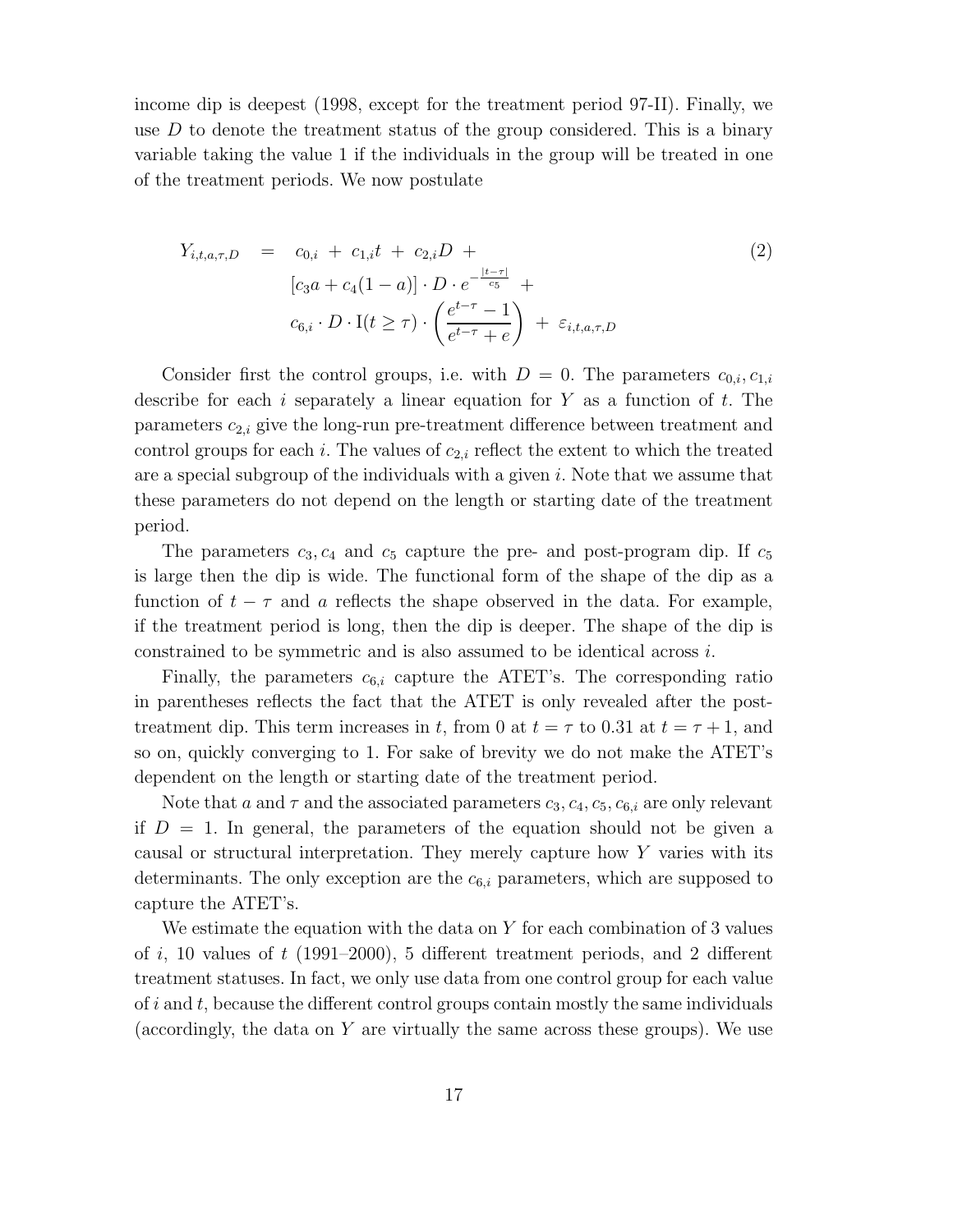income dip is deepest (1998, except for the treatment period 97-II). Finally, we use $D$ to denote the treatment status of the group considered. This is a binary variable taking the value 1 if the individuals in the group will be treated in one of the treatment periods. We now postulate

$$
\begin{aligned}
Y_{i,t,a,\tau,D} \quad = \quad & c_{0,i} \; + \; c_{1,i}t \; + \; c_{2,i}D \; + \\
& [c_3 a + c_4(1-a)] \cdot D \cdot e^{-\frac{|t-\tau|}{c_5}} \; + \\
& c_{6,i} \cdot D \cdot \mathrm{I}(t \geq \tau) \cdot \left( \frac{e^{t-\tau}-1}{e^{t-\tau}+e} \right) \; + \; \varepsilon_{i,t,a,\tau,D}
\end{aligned}
\tag{2}
$$

Consider first the control groups, i.e. with $D = 0$. The parameters $c_{0,i}, c_{1,i}$ describe for each $i$ separately a linear equation for $Y$ as a function of $t$. The parameters $c_{2,i}$ give the long-run pre-treatment difference between treatment and control groups for each $i$. The values of $c_{2,i}$ reflect the extent to which the treated are a special subgroup of the individuals with a given $i$. Note that we assume that these parameters do not depend on the length or starting date of the treatment period.

The parameters $c_3, c_4$ and $c_5$ capture the pre- and post-program dip. If $c_5$ is large then the dip is wide. The functional form of the shape of the dip as a function of $t - \tau$ and $a$ reflects the shape observed in the data. For example, if the treatment period is long, then the dip is deeper. The shape of the dip is constrained to be symmetric and is also assumed to be identical across $i$.

Finally, the parameters $c_{6,i}$ capture the ATET's. The corresponding ratio in parentheses reflects the fact that the ATET is only revealed after the post-treatment dip. This term increases in $t$, from 0 at $t = \tau$ to 0.31 at $t = \tau + 1$, and so on, quickly converging to 1. For sake of brevity we do not make the ATET's dependent on the length or starting date of the treatment period.

Note that $a$ and $\tau$ and the associated parameters $c_3, c_4, c_5, c_{6,i}$ are only relevant if $D = 1$. In general, the parameters of the equation should not be given a causal or structural interpretation. They merely capture how $Y$ varies with its determinants. The only exception are the $c_{6,i}$ parameters, which are supposed to capture the ATET's.

We estimate the equation with the data on $Y$ for each combination of 3 values of $i$, 10 values of $t$ (1991–2000), 5 different treatment periods, and 2 different treatment statuses. In fact, we only use data from one control group for each value of $i$ and $t$, because the different control groups contain mostly the same individuals (accordingly, the data on $Y$ are virtually the same across these groups). We use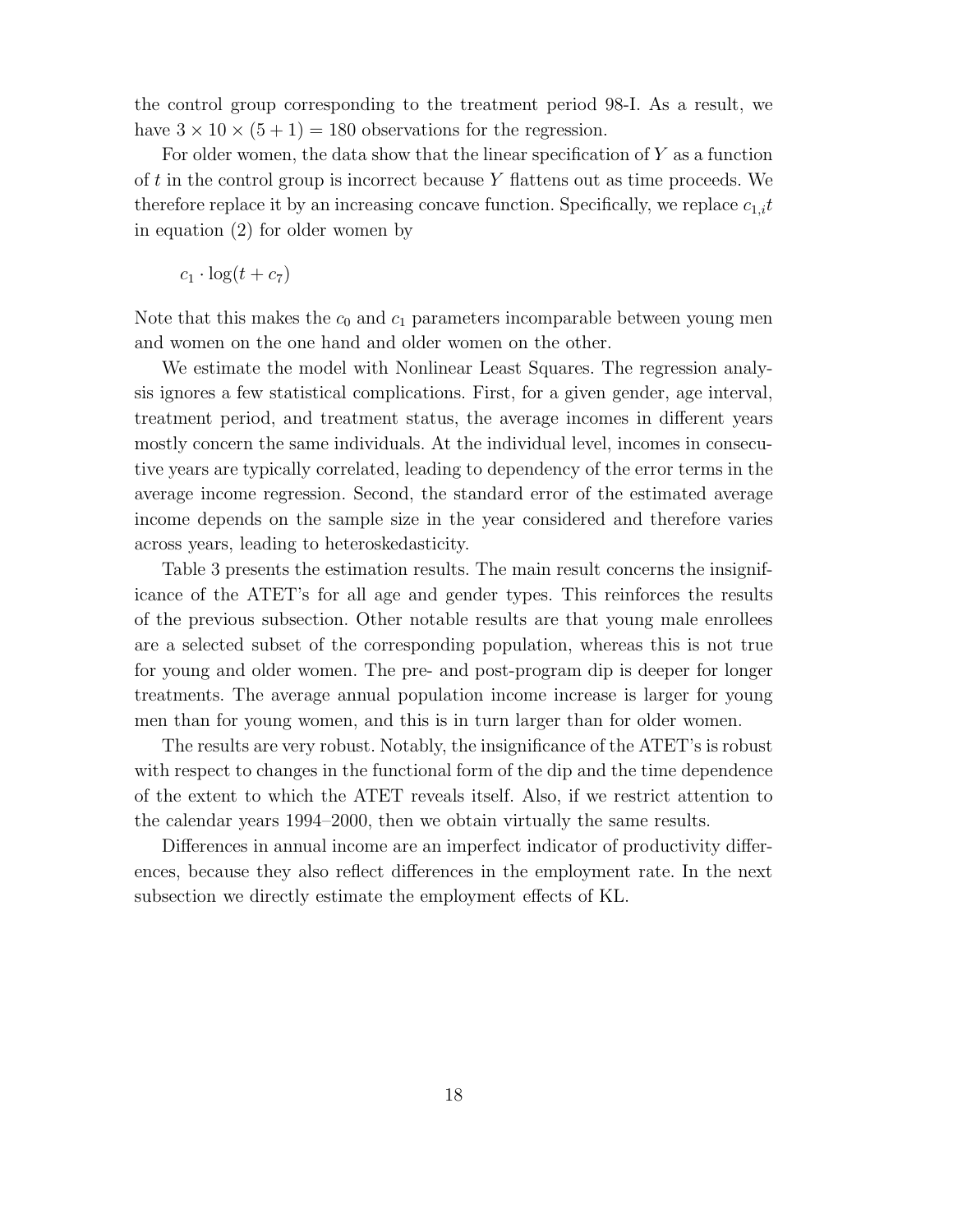the control group corresponding to the treatment period 98-I. As a result, we have $3 \times 10 \times (5 + 1) = 180$ observations for the regression.

For older women, the data show that the linear specification of $Y$ as a function of $t$ in the control group is incorrect because $Y$ flattens out as time proceeds. We therefore replace it by an increasing concave function. Specifically, we replace $c_{1,i}t$ in equation (2) for older women by

$$c_1 \cdot \log(t + c_7)$$

Note that this makes the $c_0$ and $c_1$ parameters incomparable between young men and women on the one hand and older women on the other.

We estimate the model with Nonlinear Least Squares. The regression analysis ignores a few statistical complications. First, for a given gender, age interval, treatment period, and treatment status, the average incomes in different years mostly concern the same individuals. At the individual level, incomes in consecutive years are typically correlated, leading to dependency of the error terms in the average income regression. Second, the standard error of the estimated average income depends on the sample size in the year considered and therefore varies across years, leading to heteroskedasticity.

Table 3 presents the estimation results. The main result concerns the insignificance of the ATET's for all age and gender types. This reinforces the results of the previous subsection. Other notable results are that young male enrollees are a selected subset of the corresponding population, whereas this is not true for young and older women. The pre- and post-program dip is deeper for longer treatments. The average annual population income increase is larger for young men than for young women, and this is in turn larger than for older women.

The results are very robust. Notably, the insignificance of the ATET's is robust with respect to changes in the functional form of the dip and the time dependence of the extent to which the ATET reveals itself. Also, if we restrict attention to the calendar years 1994–2000, then we obtain virtually the same results.

Differences in annual income are an imperfect indicator of productivity differences, because they also reflect differences in the employment rate. In the next subsection we directly estimate the employment effects of KL.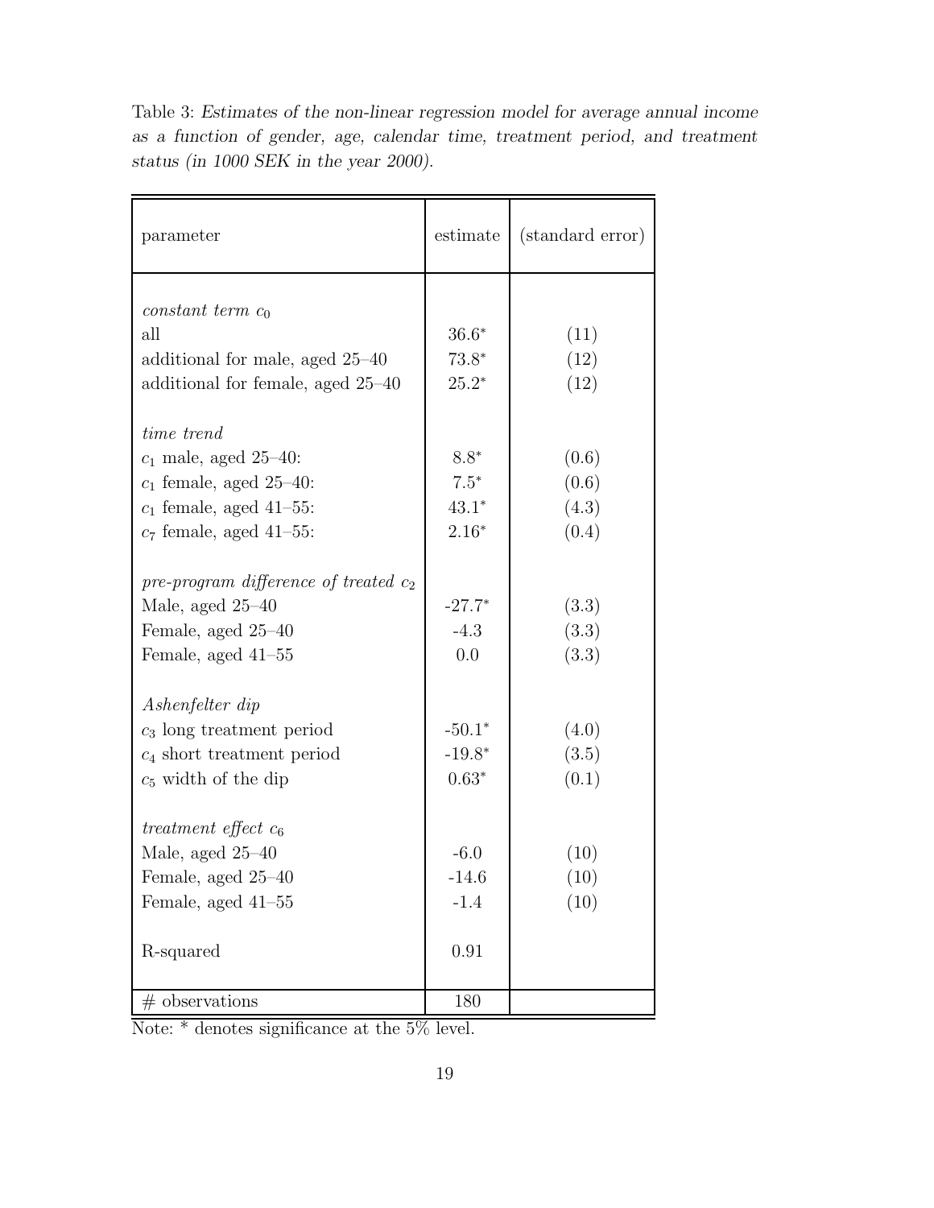Table 3: *Estimates of the non-linear regression model for average annual income as a function of gender, age, calendar time, treatment period, and treatment status (in 1000 SEK in the year 2000).*

| parameter | estimate | (standard error) |
|---|---|---|
| *constant term* $c_0$ | | |
| all | 36.6* | (11) |
| additional for male, aged 25–40 | 73.8* | (12) |
| additional for female, aged 25–40 | 25.2* | (12) |
| *time trend* | | |
| $c_1$ male, aged 25–40: | 8.8* | (0.6) |
| $c_1$ female, aged 25–40: | 7.5* | (0.6) |
| $c_1$ female, aged 41–55: | 43.1* | (4.3) |
| $c_7$ female, aged 41–55: | 2.16* | (0.4) |
| *pre-program difference of treated* $c_2$ | | |
| Male, aged 25–40 | -27.7* | (3.3) |
| Female, aged 25–40 | -4.3 | (3.3) |
| Female, aged 41–55 | 0.0 | (3.3) |
| *Ashenfelter dip* | | |
| $c_3$ long treatment period | -50.1* | (4.0) |
| $c_4$ short treatment period | -19.8* | (3.5) |
| $c_5$ width of the dip | 0.63* | (0.1) |
| *treatment effect* $c_6$ | | |
| Male, aged 25–40 | -6.0 | (10) |
| Female, aged 25–40 | -14.6 | (10) |
| Female, aged 41–55 | -1.4 | (10) |
| R-squared | 0.91 | |
| # observations | 180 | |

Note: * denotes significance at the 5% level.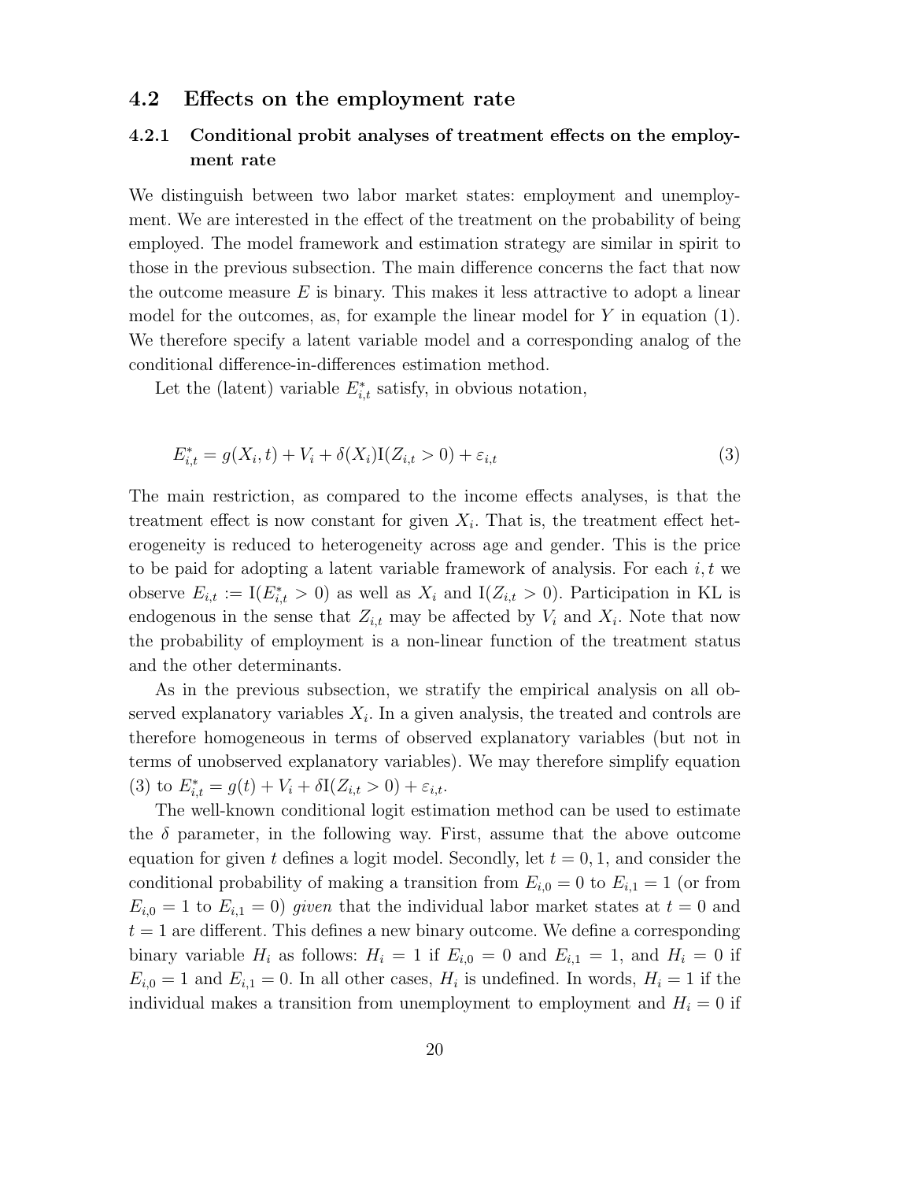## 4.2 Effects on the employment rate

### 4.2.1 Conditional probit analyses of treatment effects on the employment rate

We distinguish between two labor market states: employment and unemployment. We are interested in the effect of the treatment on the probability of being employed. The model framework and estimation strategy are similar in spirit to those in the previous subsection. The main difference concerns the fact that now the outcome measure $E$ is binary. This makes it less attractive to adopt a linear model for the outcomes, as, for example the linear model for $Y$ in equation (1). We therefore specify a latent variable model and a corresponding analog of the conditional difference-in-differences estimation method.

Let the (latent) variable $E^*_{i,t}$ satisfy, in obvious notation,

$$E^*_{i,t} = g(X_i, t) + V_i + \delta(X_i)\mathrm{I}(Z_{i,t} > 0) + \varepsilon_{i,t} \tag{3}$$

The main restriction, as compared to the income effects analyses, is that the treatment effect is now constant for given $X_i$. That is, the treatment effect heterogeneity is reduced to heterogeneity across age and gender. This is the price to be paid for adopting a latent variable framework of analysis. For each $i, t$ we observe $E_{i,t} := \mathrm{I}(E^*_{i,t} > 0)$ as well as $X_i$ and $\mathrm{I}(Z_{i,t} > 0)$. Participation in KL is endogenous in the sense that $Z_{i,t}$ may be affected by $V_i$ and $X_i$. Note that now the probability of employment is a non-linear function of the treatment status and the other determinants.

As in the previous subsection, we stratify the empirical analysis on all observed explanatory variables $X_i$. In a given analysis, the treated and controls are therefore homogeneous in terms of observed explanatory variables (but not in terms of unobserved explanatory variables). We may therefore simplify equation (3) to $E^*_{i,t} = g(t) + V_i + \delta\mathrm{I}(Z_{i,t} > 0) + \varepsilon_{i,t}$.

The well-known conditional logit estimation method can be used to estimate the $\delta$ parameter, in the following way. First, assume that the above outcome equation for given $t$ defines a logit model. Secondly, let $t = 0, 1$, and consider the conditional probability of making a transition from $E_{i,0} = 0$ to $E_{i,1} = 1$ (or from $E_{i,0} = 1$ to $E_{i,1} = 0$) *given* that the individual labor market states at $t = 0$ and $t = 1$ are different. This defines a new binary outcome. We define a corresponding binary variable $H_i$ as follows: $H_i = 1$ if $E_{i,0} = 0$ and $E_{i,1} = 1$, and $H_i = 0$ if $E_{i,0} = 1$ and $E_{i,1} = 0$. In all other cases, $H_i$ is undefined. In words, $H_i = 1$ if the individual makes a transition from unemployment to employment and $H_i = 0$ if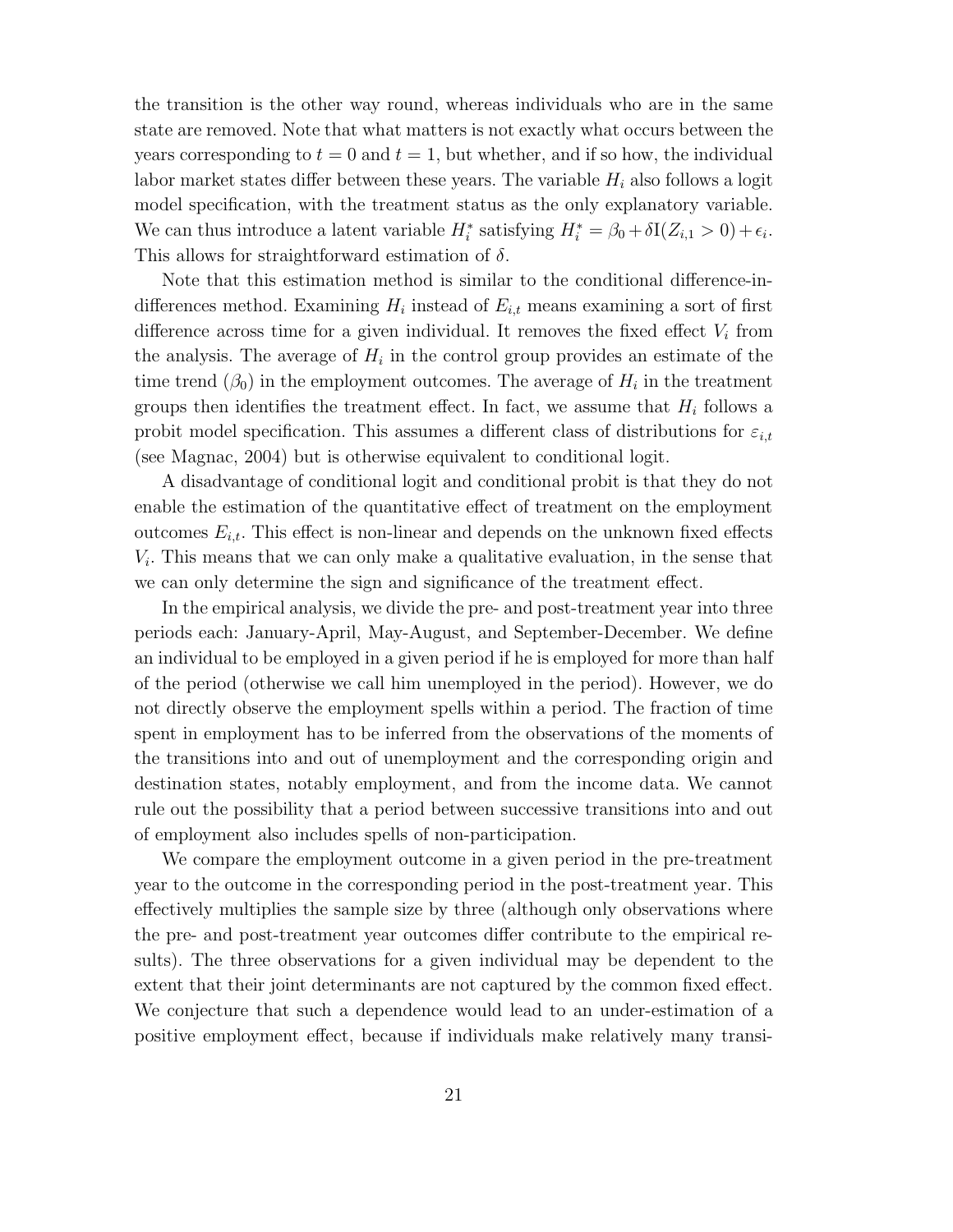the transition is the other way round, whereas individuals who are in the same state are removed. Note that what matters is not exactly what occurs between the years corresponding to $t = 0$ and $t = 1$, but whether, and if so how, the individual labor market states differ between these years. The variable $H_i$ also follows a logit model specification, with the treatment status as the only explanatory variable. We can thus introduce a latent variable $H_i^*$ satisfying $H_i^* = \beta_0 + \delta \mathrm{I}(Z_{i,1} > 0) + \epsilon_i$. This allows for straightforward estimation of $\delta$.

Note that this estimation method is similar to the conditional difference-in-differences method. Examining $H_i$ instead of $E_{i,t}$ means examining a sort of first difference across time for a given individual. It removes the fixed effect $V_i$ from the analysis. The average of $H_i$ in the control group provides an estimate of the time trend ($\beta_0$) in the employment outcomes. The average of $H_i$ in the treatment groups then identifies the treatment effect. In fact, we assume that $H_i$ follows a probit model specification. This assumes a different class of distributions for $\varepsilon_{i,t}$ (see Magnac, 2004) but is otherwise equivalent to conditional logit.

A disadvantage of conditional logit and conditional probit is that they do not enable the estimation of the quantitative effect of treatment on the employment outcomes $E_{i,t}$. This effect is non-linear and depends on the unknown fixed effects $V_i$. This means that we can only make a qualitative evaluation, in the sense that we can only determine the sign and significance of the treatment effect.

In the empirical analysis, we divide the pre- and post-treatment year into three periods each: January-April, May-August, and September-December. We define an individual to be employed in a given period if he is employed for more than half of the period (otherwise we call him unemployed in the period). However, we do not directly observe the employment spells within a period. The fraction of time spent in employment has to be inferred from the observations of the moments of the transitions into and out of unemployment and the corresponding origin and destination states, notably employment, and from the income data. We cannot rule out the possibility that a period between successive transitions into and out of employment also includes spells of non-participation.

We compare the employment outcome in a given period in the pre-treatment year to the outcome in the corresponding period in the post-treatment year. This effectively multiplies the sample size by three (although only observations where the pre- and post-treatment year outcomes differ contribute to the empirical results). The three observations for a given individual may be dependent to the extent that their joint determinants are not captured by the common fixed effect. We conjecture that such a dependence would lead to an under-estimation of a positive employment effect, because if individuals make relatively many transi-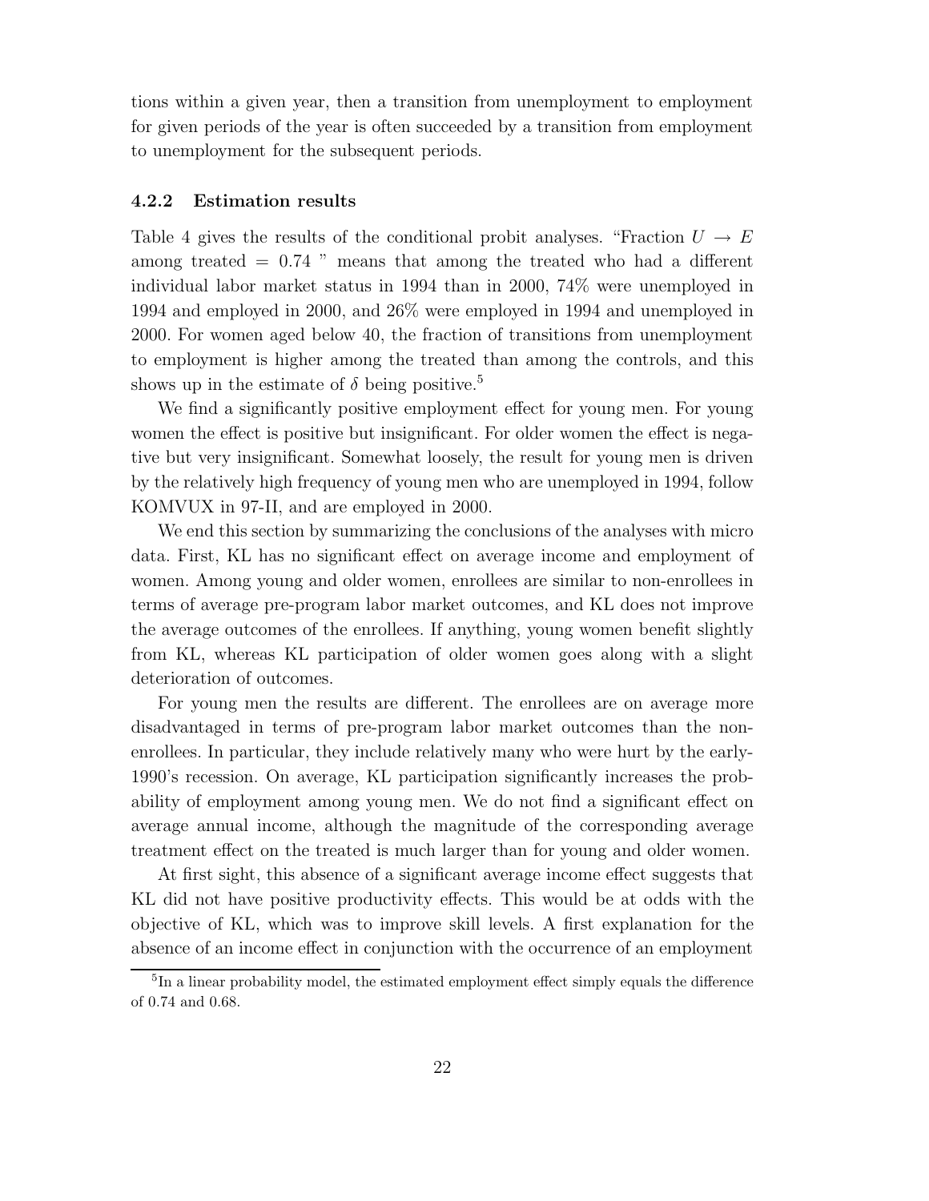tions within a given year, then a transition from unemployment to employment for given periods of the year is often succeeded by a transition from employment to unemployment for the subsequent periods.

### 4.2.2 Estimation results

Table 4 gives the results of the conditional probit analyses. "Fraction $U \to E$ among treated $= 0.74$ " means that among the treated who had a different individual labor market status in 1994 than in 2000, 74% were unemployed in 1994 and employed in 2000, and 26% were employed in 1994 and unemployed in 2000. For women aged below 40, the fraction of transitions from unemployment to employment is higher among the treated than among the controls, and this shows up in the estimate of $\delta$ being positive.[5]

We find a significantly positive employment effect for young men. For young women the effect is positive but insignificant. For older women the effect is negative but very insignificant. Somewhat loosely, the result for young men is driven by the relatively high frequency of young men who are unemployed in 1994, follow KOMVUX in 97-II, and are employed in 2000.

We end this section by summarizing the conclusions of the analyses with micro data. First, KL has no significant effect on average income and employment of women. Among young and older women, enrollees are similar to non-enrollees in terms of average pre-program labor market outcomes, and KL does not improve the average outcomes of the enrollees. If anything, young women benefit slightly from KL, whereas KL participation of older women goes along with a slight deterioration of outcomes.

For young men the results are different. The enrollees are on average more disadvantaged in terms of pre-program labor market outcomes than the non-enrollees. In particular, they include relatively many who were hurt by the early-1990's recession. On average, KL participation significantly increases the probability of employment among young men. We do not find a significant effect on average annual income, although the magnitude of the corresponding average treatment effect on the treated is much larger than for young and older women.

At first sight, this absence of a significant average income effect suggests that KL did not have positive productivity effects. This would be at odds with the objective of KL, which was to improve skill levels. A first explanation for the absence of an income effect in conjunction with the occurrence of an employment

[5] In a linear probability model, the estimated employment effect simply equals the difference of 0.74 and 0.68.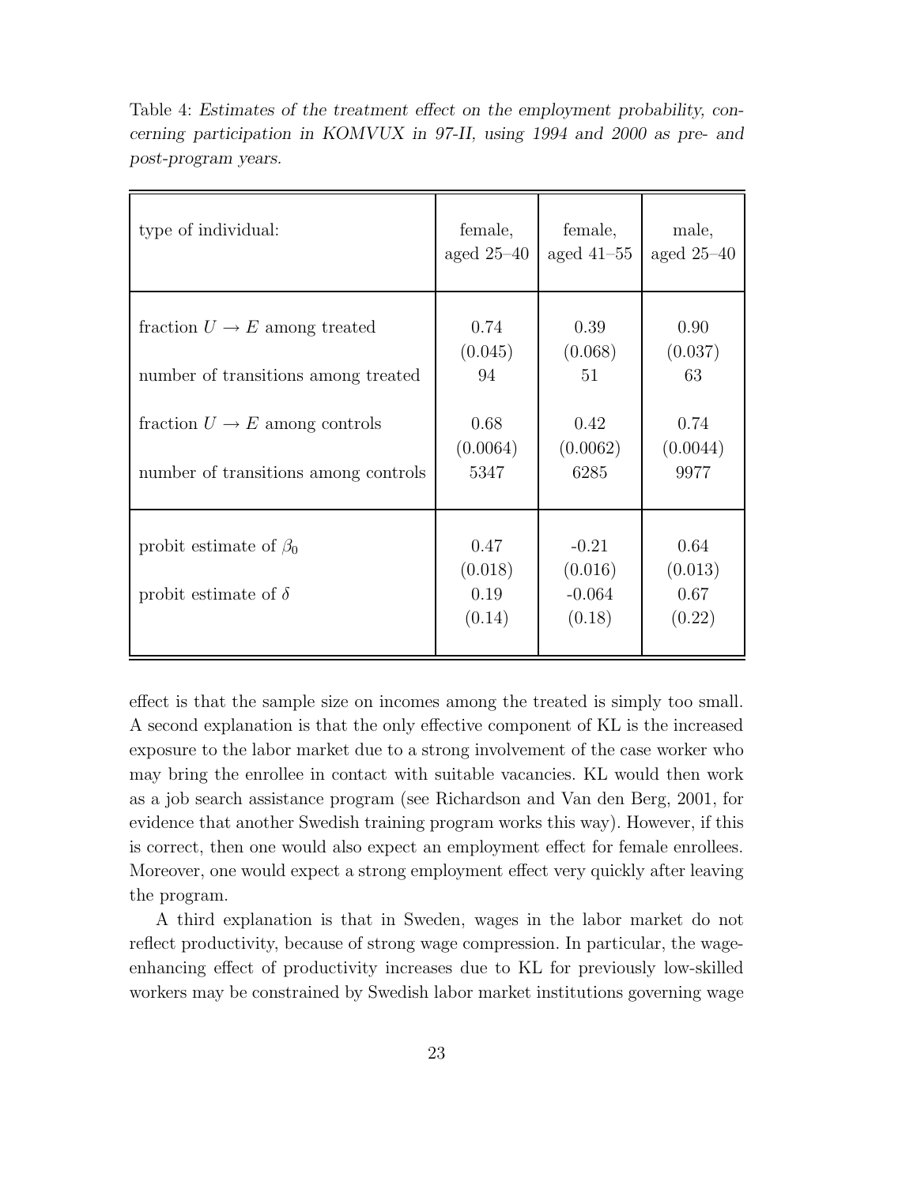Table 4: *Estimates of the treatment effect on the employment probability, concerning participation in KOMVUX in 97-II, using 1994 and 2000 as pre- and post-program years.*

| type of individual: | female, aged 25–40 | female, aged 41–55 | male, aged 25–40 |
|---|---|---|---|
| fraction $U \rightarrow E$ among treated | 0.74 (0.045) | 0.39 (0.068) | 0.90 (0.037) |
| number of transitions among treated | 94 | 51 | 63 |
| fraction $U \rightarrow E$ among controls | 0.68 (0.0064) | 0.42 (0.0062) | 0.74 (0.0044) |
| number of transitions among controls | 5347 | 6285 | 9977 |
| probit estimate of $\beta_0$ | 0.47 (0.018) | -0.21 (0.016) | 0.64 (0.013) |
| probit estimate of $\delta$ | 0.19 (0.14) | -0.064 (0.18) | 0.67 (0.22) |

effect is that the sample size on incomes among the treated is simply too small. A second explanation is that the only effective component of KL is the increased exposure to the labor market due to a strong involvement of the case worker who may bring the enrollee in contact with suitable vacancies. KL would then work as a job search assistance program (see Richardson and Van den Berg, 2001, for evidence that another Swedish training program works this way). However, if this is correct, then one would also expect an employment effect for female enrollees. Moreover, one would expect a strong employment effect very quickly after leaving the program.

A third explanation is that in Sweden, wages in the labor market do not reflect productivity, because of strong wage compression. In particular, the wage-enhancing effect of productivity increases due to KL for previously low-skilled workers may be constrained by Swedish labor market institutions governing wage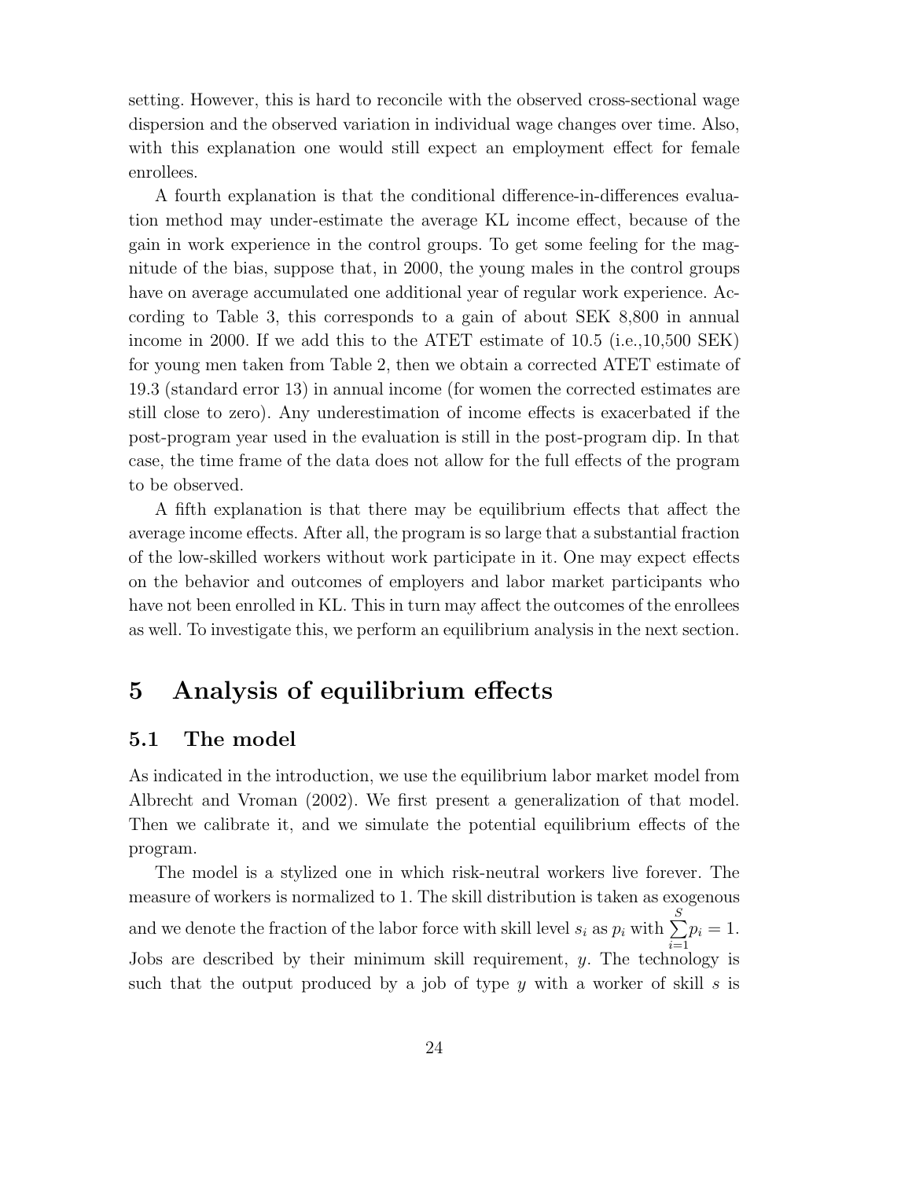setting. However, this is hard to reconcile with the observed cross-sectional wage dispersion and the observed variation in individual wage changes over time. Also, with this explanation one would still expect an employment effect for female enrollees.

A fourth explanation is that the conditional difference-in-differences evaluation method may under-estimate the average KL income effect, because of the gain in work experience in the control groups. To get some feeling for the magnitude of the bias, suppose that, in 2000, the young males in the control groups have on average accumulated one additional year of regular work experience. According to Table 3, this corresponds to a gain of about SEK 8,800 in annual income in 2000. If we add this to the ATET estimate of 10.5 (i.e.,10,500 SEK) for young men taken from Table 2, then we obtain a corrected ATET estimate of 19.3 (standard error 13) in annual income (for women the corrected estimates are still close to zero). Any underestimation of income effects is exacerbated if the post-program year used in the evaluation is still in the post-program dip. In that case, the time frame of the data does not allow for the full effects of the program to be observed.

A fifth explanation is that there may be equilibrium effects that affect the average income effects. After all, the program is so large that a substantial fraction of the low-skilled workers without work participate in it. One may expect effects on the behavior and outcomes of employers and labor market participants who have not been enrolled in KL. This in turn may affect the outcomes of the enrollees as well. To investigate this, we perform an equilibrium analysis in the next section.

# 5 Analysis of equilibrium effects

## 5.1 The model

As indicated in the introduction, we use the equilibrium labor market model from Albrecht and Vroman (2002). We first present a generalization of that model. Then we calibrate it, and we simulate the potential equilibrium effects of the program.

The model is a stylized one in which risk-neutral workers live forever. The measure of workers is normalized to 1. The skill distribution is taken as exogenous and we denote the fraction of the labor force with skill level $s_i$ as $p_i$ with $\sum_{i=1}^{S} p_i = 1$. Jobs are described by their minimum skill requirement, $y$. The technology is such that the output produced by a job of type $y$ with a worker of skill $s$ is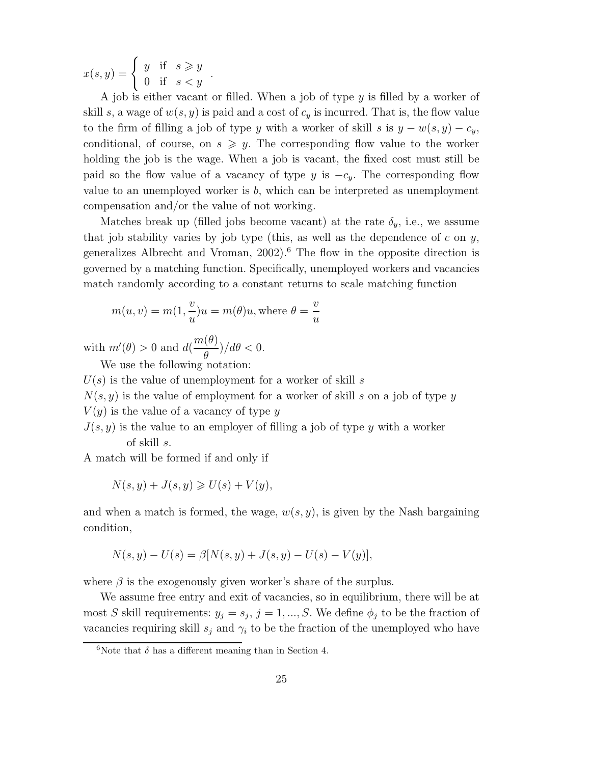$$x(s,y) = \begin{cases} y & \text{if} \quad s \geqslant y \\ 0 & \text{if} \quad s < y \end{cases}.$$

A job is either vacant or filled. When a job of type $y$ is filled by a worker of skill $s$, a wage of $w(s,y)$ is paid and a cost of $c_y$ is incurred. That is, the flow value to the firm of filling a job of type $y$ with a worker of skill $s$ is $y - w(s,y) - c_y$, conditional, of course, on $s \geqslant y$. The corresponding flow value to the worker holding the job is the wage. When a job is vacant, the fixed cost must still be paid so the flow value of a vacancy of type $y$ is $-c_y$. The corresponding flow value to an unemployed worker is $b$, which can be interpreted as unemployment compensation and/or the value of not working.

Matches break up (filled jobs become vacant) at the rate $\delta_y$, i.e., we assume that job stability varies by job type (this, as well as the dependence of $c$ on $y$, generalizes Albrecht and Vroman, 2002).[6] The flow in the opposite direction is governed by a matching function. Specifically, unemployed workers and vacancies match randomly according to a constant returns to scale matching function

$$m(u,v) = m(1, \frac{v}{u})u = m(\theta)u, \text{where } \theta = \frac{v}{u}$$

with $m'(\theta) > 0$ and $d(\frac{m(\theta)}{\theta})/d\theta < 0$.

We use the following notation:

$U(s)$ is the value of unemployment for a worker of skill $s$

$N(s,y)$ is the value of employment for a worker of skill $s$ on a job of type $y$

$V(y)$ is the value of a vacancy of type $y$

$J(s,y)$ is the value to an employer of filling a job of type $y$ with a worker of skill $s$.

A match will be formed if and only if

$$N(s,y) + J(s,y) \geqslant U(s) + V(y),$$

and when a match is formed, the wage, $w(s,y)$, is given by the Nash bargaining condition,

$$N(s,y) - U(s) = \beta[N(s,y) + J(s,y) - U(s) - V(y)],$$

where $\beta$ is the exogenously given worker's share of the surplus.

We assume free entry and exit of vacancies, so in equilibrium, there will be at most $S$ skill requirements: $y_j = s_j$, $j = 1, ..., S$. We define $\phi_j$ to be the fraction of vacancies requiring skill $s_j$ and $\gamma_i$ to be the fraction of the unemployed who have

[6] Note that $\delta$ has a different meaning than in Section 4.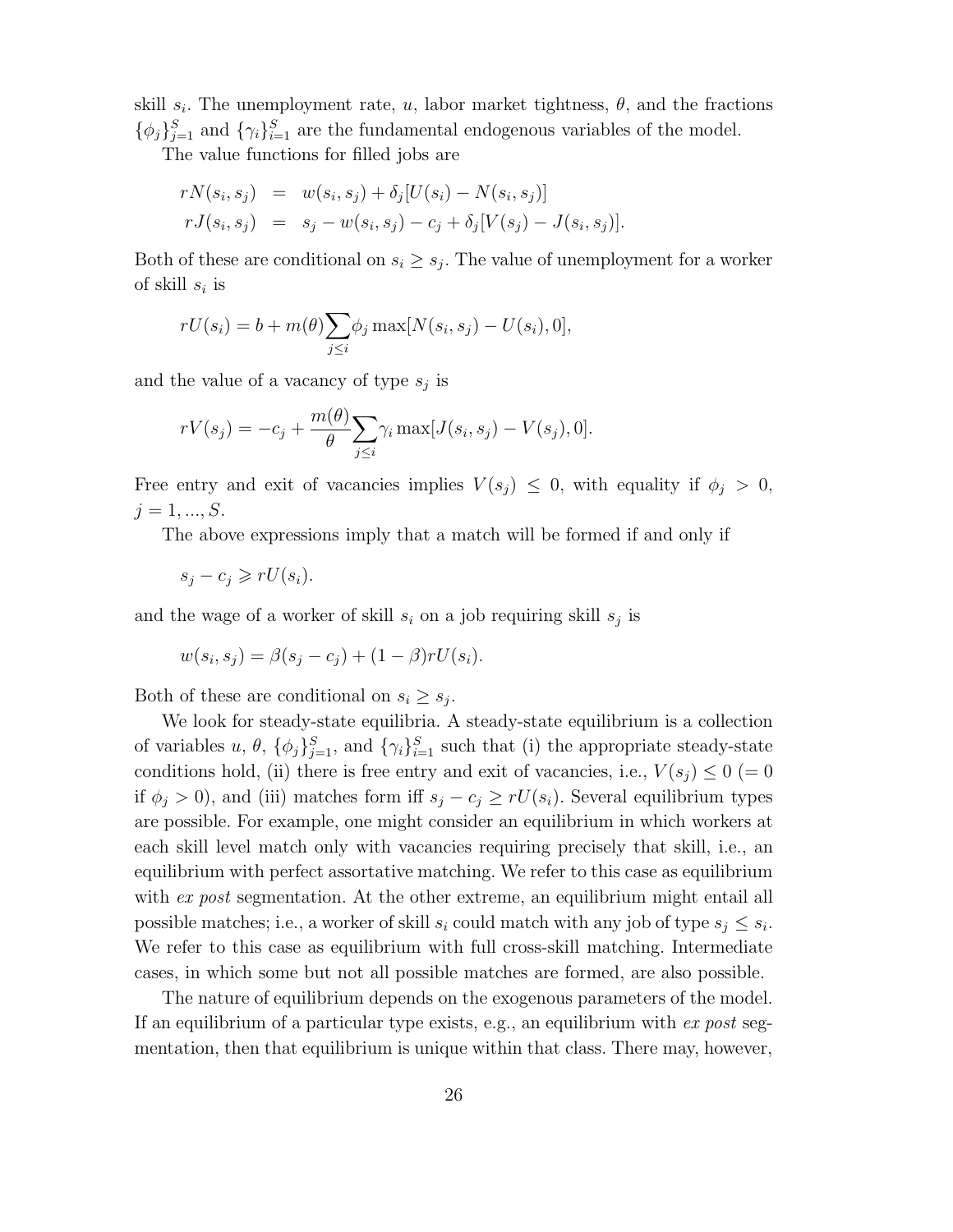skill $s_i$. The unemployment rate, $u$, labor market tightness, $\theta$, and the fractions $\{\phi_j\}_{j=1}^{S}$ and $\{\gamma_i\}_{i=1}^{S}$ are the fundamental endogenous variables of the model.

The value functions for filled jobs are

$$
\begin{aligned}
rN(s_i, s_j) &= w(s_i, s_j) + \delta_j[U(s_i) - N(s_i, s_j)] \\
rJ(s_i, s_j) &= s_j - w(s_i, s_j) - c_j + \delta_j[V(s_j) - J(s_i, s_j)].
\end{aligned}
$$

Both of these are conditional on $s_i \geq s_j$. The value of unemployment for a worker of skill $s_i$ is

$$
rU(s_i) = b + m(\theta) \sum_{j \leq i} \phi_j \max[N(s_i, s_j) - U(s_i), 0],
$$

and the value of a vacancy of type $s_j$ is

$$
rV(s_j) = -c_j + \frac{m(\theta)}{\theta} \sum_{j \leq i} \gamma_i \max[J(s_i, s_j) - V(s_j), 0].
$$

Free entry and exit of vacancies implies $V(s_j) \leq 0$, with equality if $\phi_j > 0$, $j = 1, ..., S$.

The above expressions imply that a match will be formed if and only if

$$
s_j - c_j \geqslant rU(s_i).
$$

and the wage of a worker of skill $s_i$ on a job requiring skill $s_j$ is

$$
w(s_i, s_j) = \beta(s_j - c_j) + (1 - \beta) rU(s_i).
$$

Both of these are conditional on $s_i \geq s_j$.

We look for steady-state equilibria. A steady-state equilibrium is a collection of variables $u$, $\theta$, $\{\phi_j\}_{j=1}^{S}$, and $\{\gamma_i\}_{i=1}^{S}$ such that (i) the appropriate steady-state conditions hold, (ii) there is free entry and exit of vacancies, i.e., $V(s_j) \leq 0$ ($= 0$ if $\phi_j > 0$), and (iii) matches form iff $s_j - c_j \geq rU(s_i)$. Several equilibrium types are possible. For example, one might consider an equilibrium in which workers at each skill level match only with vacancies requiring precisely that skill, i.e., an equilibrium with perfect assortative matching. We refer to this case as equilibrium with *ex post* segmentation. At the other extreme, an equilibrium might entail all possible matches; i.e., a worker of skill $s_i$ could match with any job of type $s_j \leq s_i$. We refer to this case as equilibrium with full cross-skill matching. Intermediate cases, in which some but not all possible matches are formed, are also possible.

The nature of equilibrium depends on the exogenous parameters of the model. If an equilibrium of a particular type exists, e.g., an equilibrium with *ex post* segmentation, then that equilibrium is unique within that class. There may, however,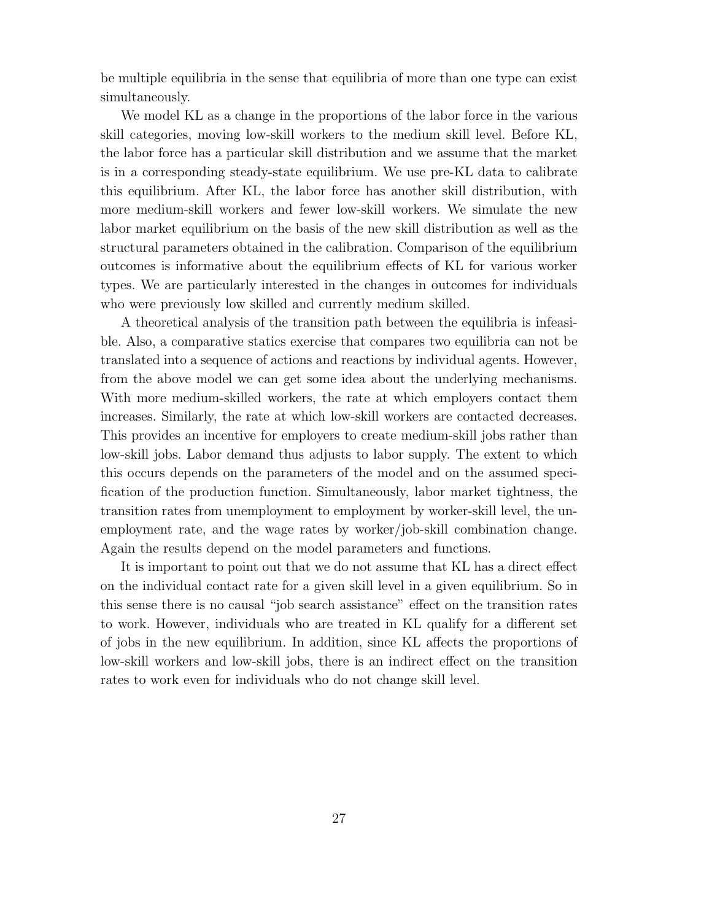be multiple equilibria in the sense that equilibria of more than one type can exist simultaneously.

We model KL as a change in the proportions of the labor force in the various skill categories, moving low-skill workers to the medium skill level. Before KL, the labor force has a particular skill distribution and we assume that the market is in a corresponding steady-state equilibrium. We use pre-KL data to calibrate this equilibrium. After KL, the labor force has another skill distribution, with more medium-skill workers and fewer low-skill workers. We simulate the new labor market equilibrium on the basis of the new skill distribution as well as the structural parameters obtained in the calibration. Comparison of the equilibrium outcomes is informative about the equilibrium effects of KL for various worker types. We are particularly interested in the changes in outcomes for individuals who were previously low skilled and currently medium skilled.

A theoretical analysis of the transition path between the equilibria is infeasible. Also, a comparative statics exercise that compares two equilibria can not be translated into a sequence of actions and reactions by individual agents. However, from the above model we can get some idea about the underlying mechanisms. With more medium-skilled workers, the rate at which employers contact them increases. Similarly, the rate at which low-skill workers are contacted decreases. This provides an incentive for employers to create medium-skill jobs rather than low-skill jobs. Labor demand thus adjusts to labor supply. The extent to which this occurs depends on the parameters of the model and on the assumed specification of the production function. Simultaneously, labor market tightness, the transition rates from unemployment to employment by worker-skill level, the unemployment rate, and the wage rates by worker/job-skill combination change. Again the results depend on the model parameters and functions.

It is important to point out that we do not assume that KL has a direct effect on the individual contact rate for a given skill level in a given equilibrium. So in this sense there is no causal "job search assistance" effect on the transition rates to work. However, individuals who are treated in KL qualify for a different set of jobs in the new equilibrium. In addition, since KL affects the proportions of low-skill workers and low-skill jobs, there is an indirect effect on the transition rates to work even for individuals who do not change skill level.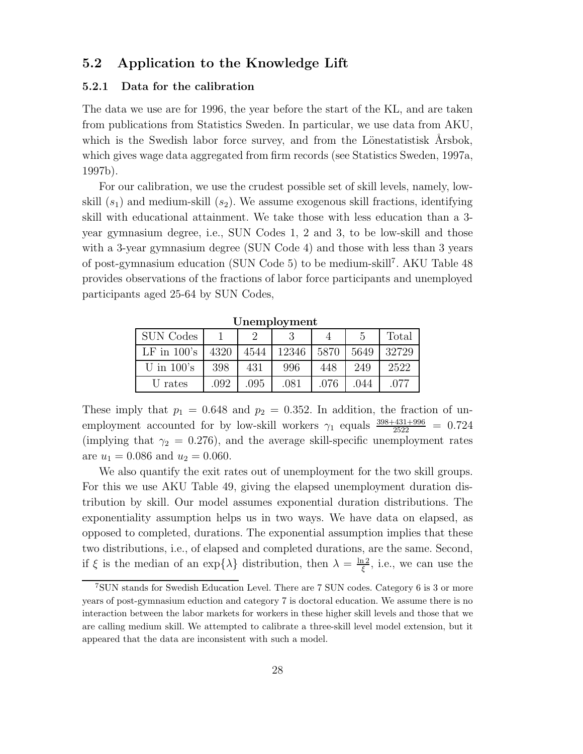## 5.2 Application to the Knowledge Lift

### 5.2.1 Data for the calibration

The data we use are for 1996, the year before the start of the KL, and are taken from publications from Statistics Sweden. In particular, we use data from AKU, which is the Swedish labor force survey, and from the Lönestatistisk Årsbok, which gives wage data aggregated from firm records (see Statistics Sweden, 1997a, 1997b).

For our calibration, we use the crudest possible set of skill levels, namely, low-skill ($s_1$) and medium-skill ($s_2$). We assume exogenous skill fractions, identifying skill with educational attainment. We take those with less education than a 3-year gymnasium degree, i.e., SUN Codes 1, 2 and 3, to be low-skill and those with a 3-year gymnasium degree (SUN Code 4) and those with less than 3 years of post-gymnasium education (SUN Code 5) to be medium-skill[7]. AKU Table 48 provides observations of the fractions of labor force participants and unemployed participants aged 25-64 by SUN Codes,

**Unemployment**

| SUN Codes | 1 | 2 | 3 | 4 | 5 | Total |
|---|---|---|---|---|---|---|
| LF in 100's | 4320 | 4544 | 12346 | 5870 | 5649 | 32729 |
| U in 100's | 398 | 431 | 996 | 448 | 249 | 2522 |
| U rates | .092 | .095 | .081 | .076 | .044 | .077 |

These imply that $p_1 = 0.648$ and $p_2 = 0.352$. In addition, the fraction of unemployment accounted for by low-skill workers $\gamma_1$ equals $\frac{398+431+996}{2522} = 0.724$ (implying that $\gamma_2 = 0.276$), and the average skill-specific unemployment rates are $u_1 = 0.086$ and $u_2 = 0.060$.

We also quantify the exit rates out of unemployment for the two skill groups. For this we use AKU Table 49, giving the elapsed unemployment duration distribution by skill. Our model assumes exponential duration distributions. The exponentiality assumption helps us in two ways. We have data on elapsed, as opposed to completed, durations. The exponential assumption implies that these two distributions, i.e., of elapsed and completed durations, are the same. Second, if $\xi$ is the median of an $\exp\{\lambda\}$ distribution, then $\lambda = \frac{\ln 2}{\xi}$, i.e., we can use the

[7] SUN stands for Swedish Education Level. There are 7 SUN codes. Category 6 is 3 or more years of post-gymnasium eduction and category 7 is doctoral education. We assume there is no interaction between the labor markets for workers in these higher skill levels and those that we are calling medium skill. We attempted to calibrate a three-skill level model extension, but it appeared that the data are inconsistent with such a model.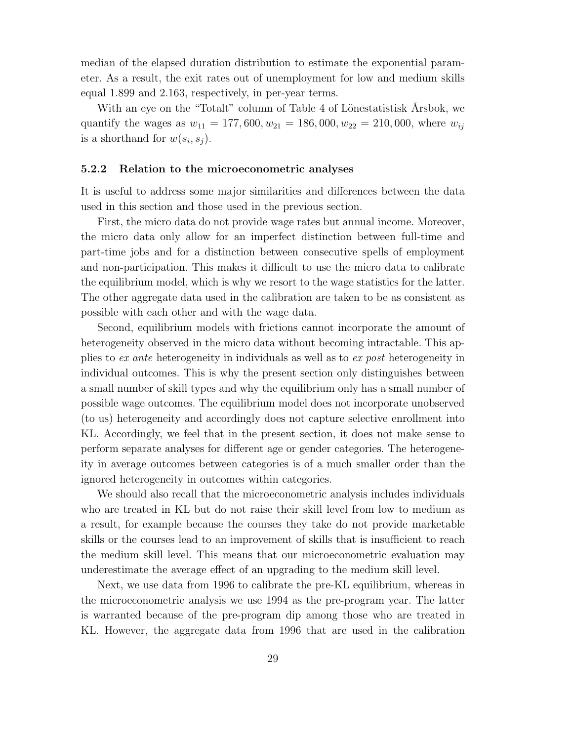median of the elapsed duration distribution to estimate the exponential parameter. As a result, the exit rates out of unemployment for low and medium skills equal 1.899 and 2.163, respectively, in per-year terms.

With an eye on the "Totalt" column of Table 4 of Lönestatistisk Årsbok, we quantify the wages as $w_{11} = 177,600, w_{21} = 186,000, w_{22} = 210,000$, where $w_{ij}$ is a shorthand for $w(s_i, s_j)$.

### 5.2.2 Relation to the microeconometric analyses

It is useful to address some major similarities and differences between the data used in this section and those used in the previous section.

First, the micro data do not provide wage rates but annual income. Moreover, the micro data only allow for an imperfect distinction between full-time and part-time jobs and for a distinction between consecutive spells of employment and non-participation. This makes it difficult to use the micro data to calibrate the equilibrium model, which is why we resort to the wage statistics for the latter. The other aggregate data used in the calibration are taken to be as consistent as possible with each other and with the wage data.

Second, equilibrium models with frictions cannot incorporate the amount of heterogeneity observed in the micro data without becoming intractable. This applies to *ex ante* heterogeneity in individuals as well as to *ex post* heterogeneity in individual outcomes. This is why the present section only distinguishes between a small number of skill types and why the equilibrium only has a small number of possible wage outcomes. The equilibrium model does not incorporate unobserved (to us) heterogeneity and accordingly does not capture selective enrollment into KL. Accordingly, we feel that in the present section, it does not make sense to perform separate analyses for different age or gender categories. The heterogeneity in average outcomes between categories is of a much smaller order than the ignored heterogeneity in outcomes within categories.

We should also recall that the microeconometric analysis includes individuals who are treated in KL but do not raise their skill level from low to medium as a result, for example because the courses they take do not provide marketable skills or the courses lead to an improvement of skills that is insufficient to reach the medium skill level. This means that our microeconometric evaluation may underestimate the average effect of an upgrading to the medium skill level.

Next, we use data from 1996 to calibrate the pre-KL equilibrium, whereas in the microeconometric analysis we use 1994 as the pre-program year. The latter is warranted because of the pre-program dip among those who are treated in KL. However, the aggregate data from 1996 that are used in the calibration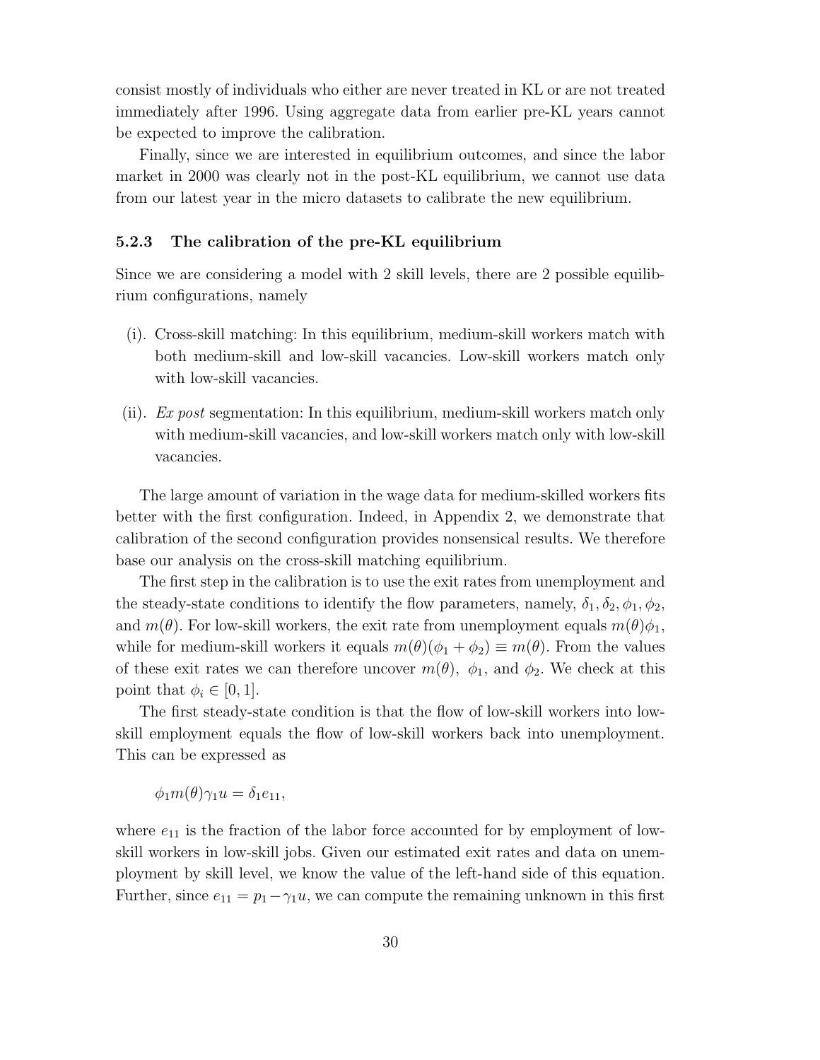consist mostly of individuals who either are never treated in KL or are not treated immediately after 1996. Using aggregate data from earlier pre-KL years cannot be expected to improve the calibration.

Finally, since we are interested in equilibrium outcomes, and since the labor market in 2000 was clearly not in the post-KL equilibrium, we cannot use data from our latest year in the micro datasets to calibrate the new equilibrium.

### 5.2.3 The calibration of the pre-KL equilibrium

Since we are considering a model with 2 skill levels, there are 2 possible equilibrium configurations, namely

(i). Cross-skill matching: In this equilibrium, medium-skill workers match with both medium-skill and low-skill vacancies. Low-skill workers match only with low-skill vacancies.

(ii). *Ex post* segmentation: In this equilibrium, medium-skill workers match only with medium-skill vacancies, and low-skill workers match only with low-skill vacancies.

The large amount of variation in the wage data for medium-skilled workers fits better with the first configuration. Indeed, in Appendix 2, we demonstrate that calibration of the second configuration provides nonsensical results. We therefore base our analysis on the cross-skill matching equilibrium.

The first step in the calibration is to use the exit rates from unemployment and the steady-state conditions to identify the flow parameters, namely, $\delta_1, \delta_2, \phi_1, \phi_2$, and $m(\theta)$. For low-skill workers, the exit rate from unemployment equals $m(\theta)\phi_1$, while for medium-skill workers it equals $m(\theta)(\phi_1 + \phi_2) \equiv m(\theta)$. From the values of these exit rates we can therefore uncover $m(\theta)$, $\phi_1$, and $\phi_2$. We check at this point that $\phi_i \in [0, 1]$.

The first steady-state condition is that the flow of low-skill workers into low-skill employment equals the flow of low-skill workers back into unemployment. This can be expressed as

$$\phi_1 m(\theta)\gamma_1 u = \delta_1 e_{11},$$

where $e_{11}$ is the fraction of the labor force accounted for by employment of low-skill workers in low-skill jobs. Given our estimated exit rates and data on unemployment by skill level, we know the value of the left-hand side of this equation. Further, since $e_{11} = p_1 - \gamma_1 u$, we can compute the remaining unknown in this first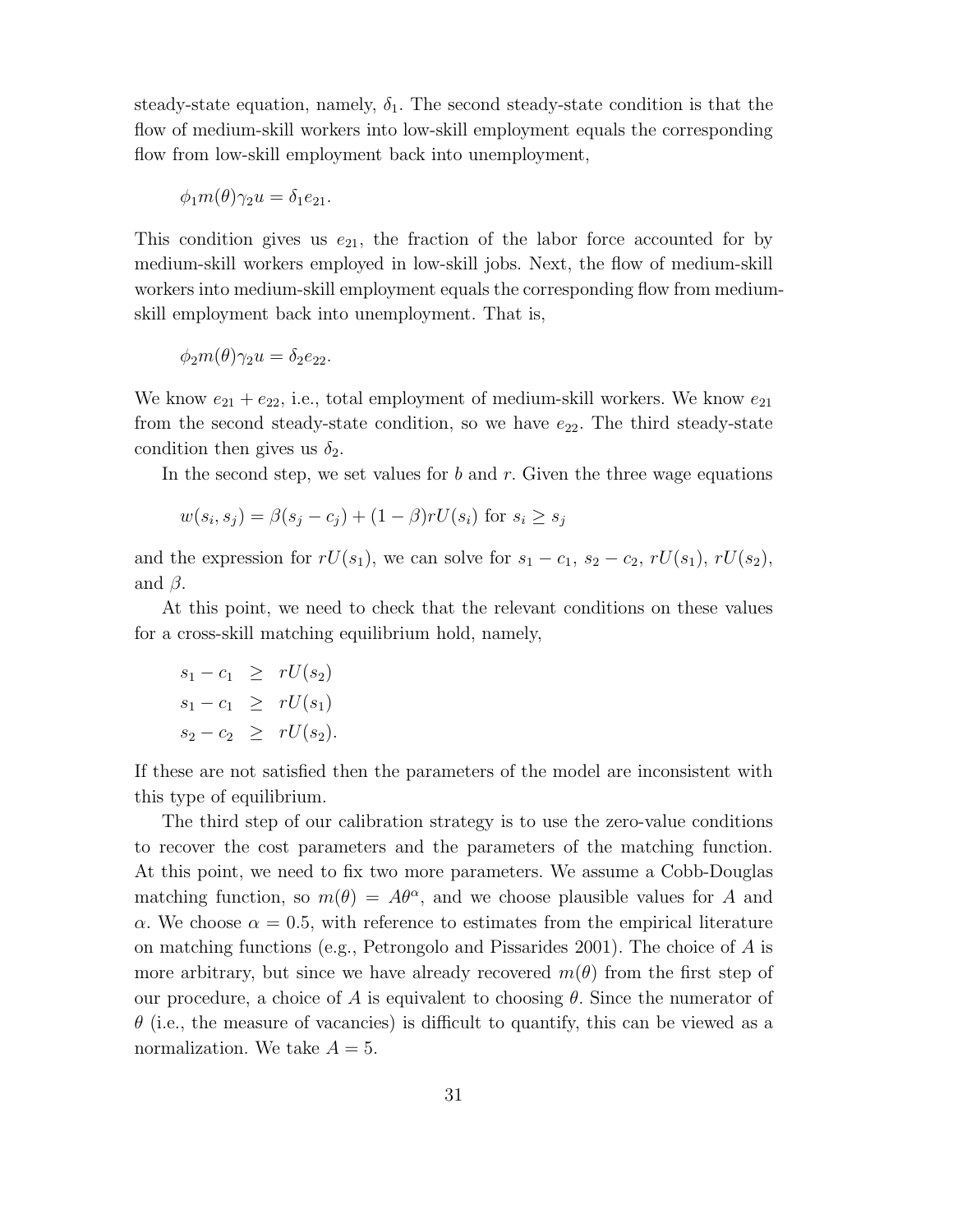steady-state equation, namely, $\delta_1$. The second steady-state condition is that the flow of medium-skill workers into low-skill employment equals the corresponding flow from low-skill employment back into unemployment,

$$\phi_1 m(\theta)\gamma_2 u = \delta_1 e_{21}.$$

This condition gives us $e_{21}$, the fraction of the labor force accounted for by medium-skill workers employed in low-skill jobs. Next, the flow of medium-skill workers into medium-skill employment equals the corresponding flow from medium-skill employment back into unemployment. That is,

$$\phi_2 m(\theta)\gamma_2 u = \delta_2 e_{22}.$$

We know $e_{21} + e_{22}$, i.e., total employment of medium-skill workers. We know $e_{21}$ from the second steady-state condition, so we have $e_{22}$. The third steady-state condition then gives us $\delta_2$.

In the second step, we set values for $b$ and $r$. Given the three wage equations

$$w(s_i, s_j) = \beta(s_j - c_j) + (1-\beta)rU(s_i) \text{ for } s_i \geq s_j$$

and the expression for $rU(s_1)$, we can solve for $s_1 - c_1$, $s_2 - c_2$, $rU(s_1)$, $rU(s_2)$, and $\beta$.

At this point, we need to check that the relevant conditions on these values for a cross-skill matching equilibrium hold, namely,

$$\begin{aligned}
s_1 - c_1 &\geq rU(s_2) \\
s_1 - c_1 &\geq rU(s_1) \\
s_2 - c_2 &\geq rU(s_2).
\end{aligned}$$

If these are not satisfied then the parameters of the model are inconsistent with this type of equilibrium.

The third step of our calibration strategy is to use the zero-value conditions to recover the cost parameters and the parameters of the matching function. At this point, we need to fix two more parameters. We assume a Cobb-Douglas matching function, so $m(\theta) = A\theta^{\alpha}$, and we choose plausible values for $A$ and $\alpha$. We choose $\alpha = 0.5$, with reference to estimates from the empirical literature on matching functions (e.g., Petrongolo and Pissarides 2001). The choice of $A$ is more arbitrary, but since we have already recovered $m(\theta)$ from the first step of our procedure, a choice of $A$ is equivalent to choosing $\theta$. Since the numerator of $\theta$ (i.e., the measure of vacancies) is difficult to quantify, this can be viewed as a normalization. We take $A = 5$.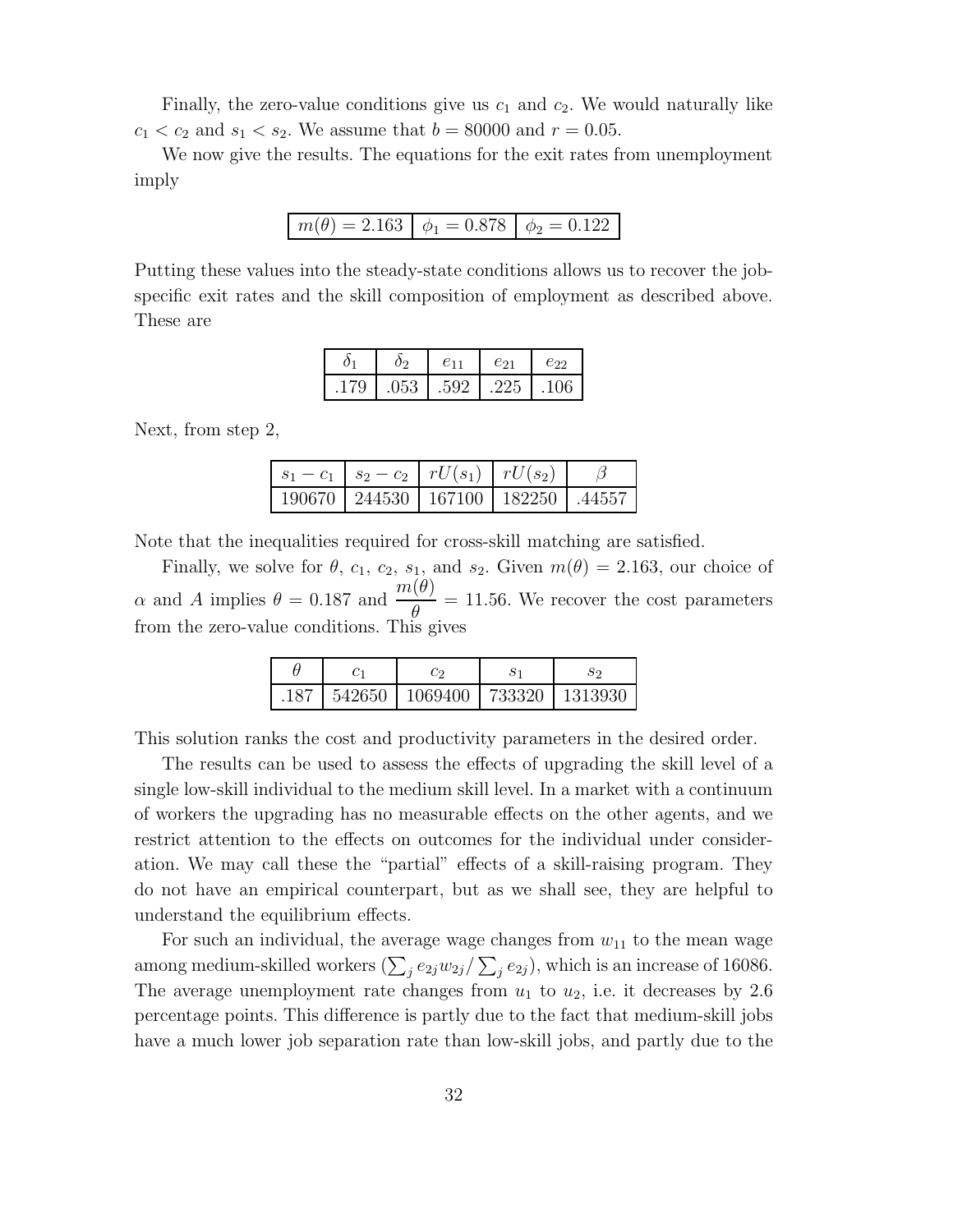Finally, the zero-value conditions give us $c_1$ and $c_2$. We would naturally like $c_1 < c_2$ and $s_1 < s_2$. We assume that $b = 80000$ and $r = 0.05$.

We now give the results. The equations for the exit rates from unemployment imply

| $m(\theta) = 2.163$ | $\phi_1 = 0.878$ | $\phi_2 = 0.122$ |
|---|---|---|

Putting these values into the steady-state conditions allows us to recover the job-specific exit rates and the skill composition of employment as described above. These are

| $\delta_1$ | $\delta_2$ | $e_{11}$ | $e_{21}$ | $e_{22}$ |
|---|---|---|---|---|
| .179 | .053 | .592 | .225 | .106 |

Next, from step 2,

| $s_1 - c_1$ | $s_2 - c_2$ | $rU(s_1)$ | $rU(s_2)$ | $\beta$ |
|---|---|---|---|---|
| 190670 | 244530 | 167100 | 182250 | .44557 |

Note that the inequalities required for cross-skill matching are satisfied.

Finally, we solve for $\theta$, $c_1$, $c_2$, $s_1$, and $s_2$. Given $m(\theta) = 2.163$, our choice of $\alpha$ and $A$ implies $\theta = 0.187$ and $\dfrac{m(\theta)}{\theta} = 11.56$. We recover the cost parameters from the zero-value conditions. This gives

| $\theta$ | $c_1$ | $c_2$ | $s_1$ | $s_2$ |
|---|---|---|---|---|
| .187 | 542650 | 1069400 | 733320 | 1313930 |

This solution ranks the cost and productivity parameters in the desired order.

The results can be used to assess the effects of upgrading the skill level of a single low-skill individual to the medium skill level. In a market with a continuum of workers the upgrading has no measurable effects on the other agents, and we restrict attention to the effects on outcomes for the individual under consideration. We may call these the "partial" effects of a skill-raising program. They do not have an empirical counterpart, but as we shall see, they are helpful to understand the equilibrium effects.

For such an individual, the average wage changes from $w_{11}$ to the mean wage among medium-skilled workers ($\sum_j e_{2j} w_{2j} / \sum_j e_{2j}$), which is an increase of 16086. The average unemployment rate changes from $u_1$ to $u_2$, i.e. it decreases by 2.6 percentage points. This difference is partly due to the fact that medium-skill jobs have a much lower job separation rate than low-skill jobs, and partly due to the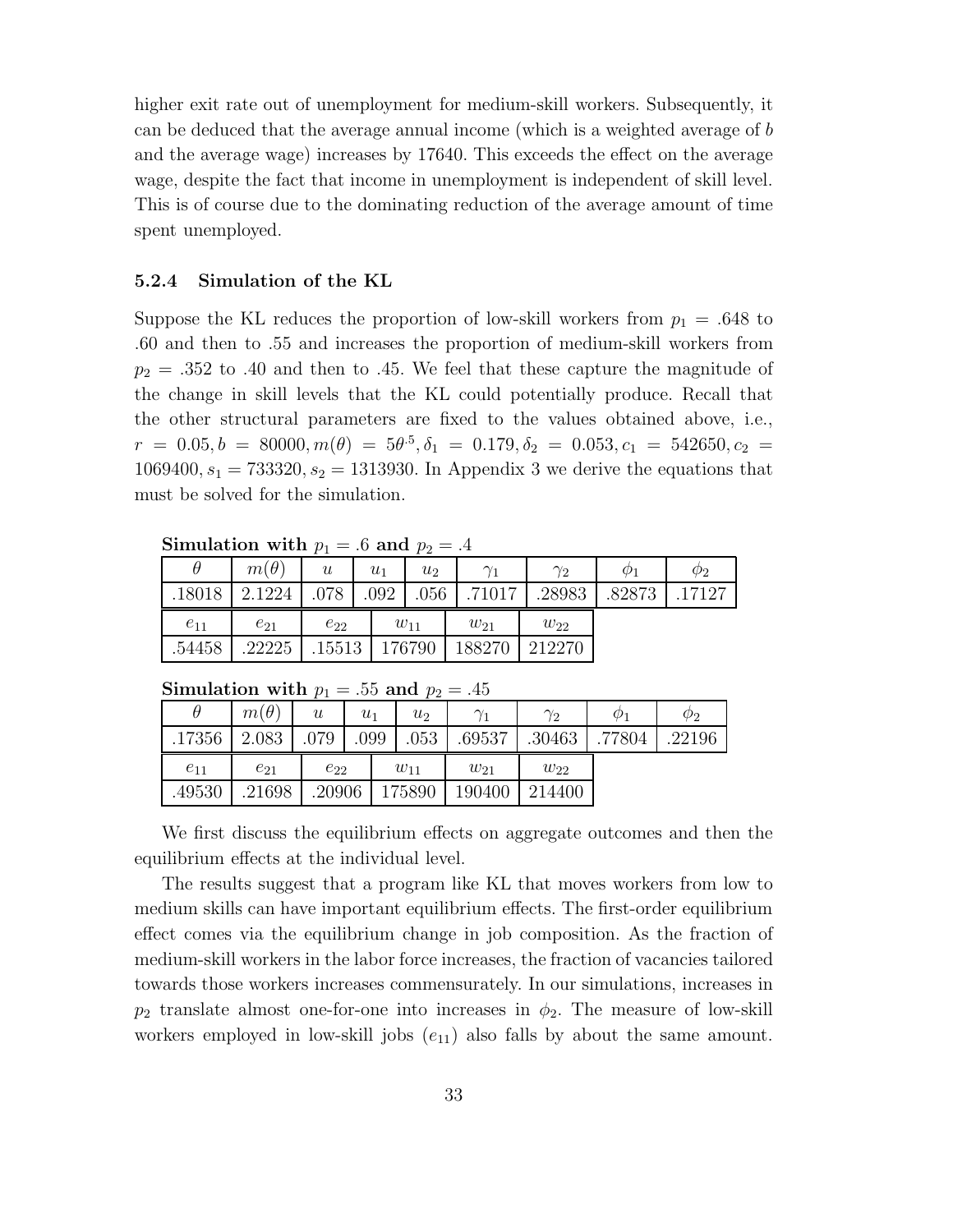higher exit rate out of unemployment for medium-skill workers. Subsequently, it can be deduced that the average annual income (which is a weighted average of $b$ and the average wage) increases by 17640. This exceeds the effect on the average wage, despite the fact that income in unemployment is independent of skill level. This is of course due to the dominating reduction of the average amount of time spent unemployed.

### 5.2.4 Simulation of the KL

Suppose the KL reduces the proportion of low-skill workers from $p_1 = .648$ to .60 and then to .55 and increases the proportion of medium-skill workers from $p_2 = .352$ to .40 and then to .45. We feel that these capture the magnitude of the change in skill levels that the KL could potentially produce. Recall that the other structural parameters are fixed to the values obtained above, i.e., $r = 0.05, b = 80000, m(\theta) = 5\theta^{.5}, \delta_1 = 0.179, \delta_2 = 0.053, c_1 = 542650, c_2 = 1069400, s_1 = 733320, s_2 = 1313930$. In Appendix 3 we derive the equations that must be solved for the simulation.

**Simulation with $p_1 = .6$ and $p_2 = .4$**

| $\theta$ | $m(\theta)$ | $u$ | $u_1$ | $u_2$ | $\gamma_1$ | $\gamma_2$ | $\phi_1$ | $\phi_2$ |
|---|---|---|---|---|---|---|---|---|
| .18018 | 2.1224 | .078 | .092 | .056 | .71017 | .28983 | .82873 | .17127 |

| $e_{11}$ | $e_{21}$ | $e_{22}$ | $w_{11}$ | $w_{21}$ | $w_{22}$ |
|---|---|---|---|---|---|
| .54458 | .22225 | .15513 | 176790 | 188270 | 212270 |

**Simulation with $p_1 = .55$ and $p_2 = .45$**

| $\theta$ | $m(\theta)$ | $u$ | $u_1$ | $u_2$ | $\gamma_1$ | $\gamma_2$ | $\phi_1$ | $\phi_2$ |
|---|---|---|---|---|---|---|---|---|
| .17356 | 2.083 | .079 | .099 | .053 | .69537 | .30463 | .77804 | .22196 |

| $e_{11}$ | $e_{21}$ | $e_{22}$ | $w_{11}$ | $w_{21}$ | $w_{22}$ |
|---|---|---|---|---|---|
| .49530 | .21698 | .20906 | 175890 | 190400 | 214400 |

We first discuss the equilibrium effects on aggregate outcomes and then the equilibrium effects at the individual level.

The results suggest that a program like KL that moves workers from low to medium skills can have important equilibrium effects. The first-order equilibrium effect comes via the equilibrium change in job composition. As the fraction of medium-skill workers in the labor force increases, the fraction of vacancies tailored towards those workers increases commensurately. In our simulations, increases in $p_2$ translate almost one-for-one into increases in $\phi_2$. The measure of low-skill workers employed in low-skill jobs ($e_{11}$) also falls by about the same amount.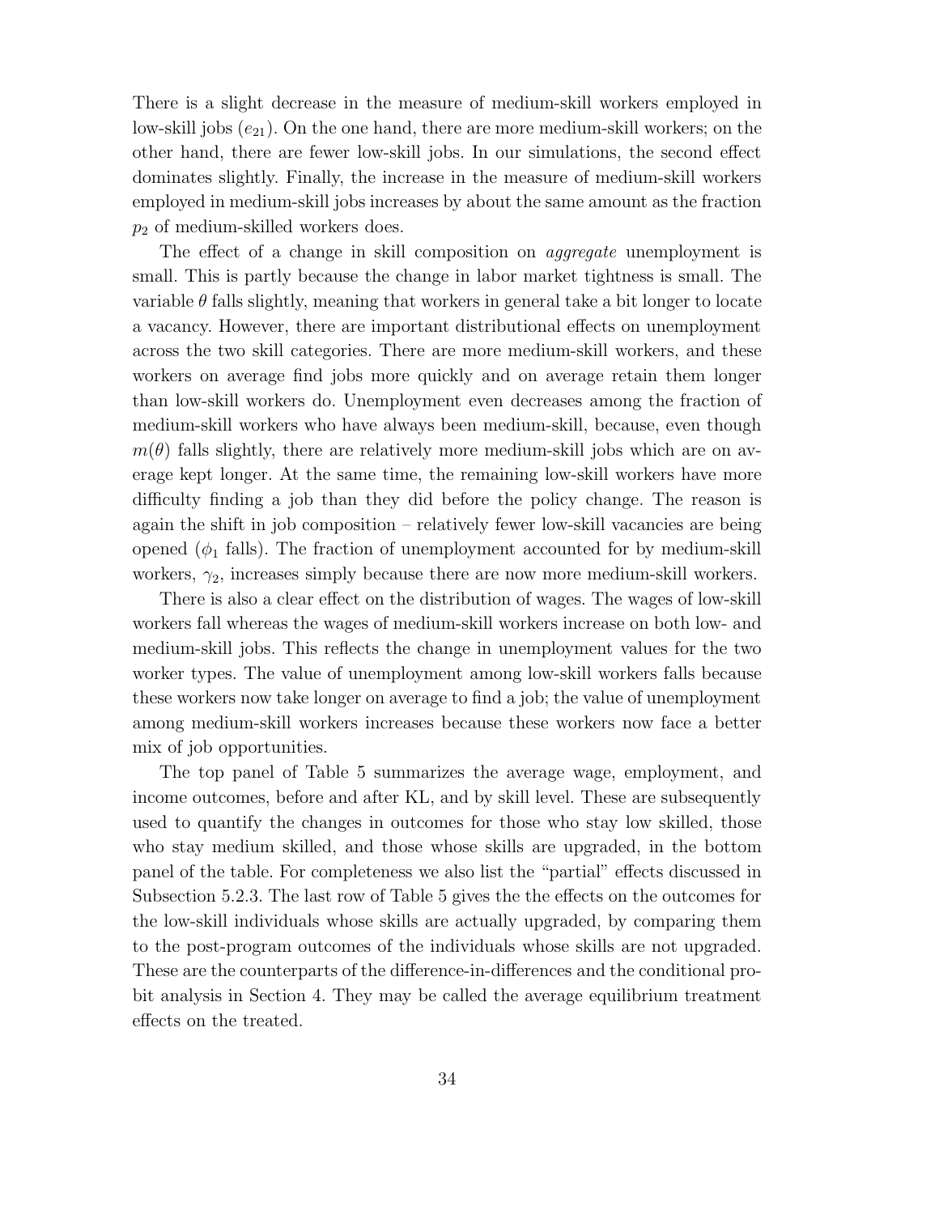There is a slight decrease in the measure of medium-skill workers employed in low-skill jobs ($e_{21}$). On the one hand, there are more medium-skill workers; on the other hand, there are fewer low-skill jobs. In our simulations, the second effect dominates slightly. Finally, the increase in the measure of medium-skill workers employed in medium-skill jobs increases by about the same amount as the fraction $p_2$ of medium-skilled workers does.

The effect of a change in skill composition on *aggregate* unemployment is small. This is partly because the change in labor market tightness is small. The variable $\theta$ falls slightly, meaning that workers in general take a bit longer to locate a vacancy. However, there are important distributional effects on unemployment across the two skill categories. There are more medium-skill workers, and these workers on average find jobs more quickly and on average retain them longer than low-skill workers do. Unemployment even decreases among the fraction of medium-skill workers who have always been medium-skill, because, even though $m(\theta)$ falls slightly, there are relatively more medium-skill jobs which are on average kept longer. At the same time, the remaining low-skill workers have more difficulty finding a job than they did before the policy change. The reason is again the shift in job composition – relatively fewer low-skill vacancies are being opened ($\phi_1$ falls). The fraction of unemployment accounted for by medium-skill workers, $\gamma_2$, increases simply because there are now more medium-skill workers.

There is also a clear effect on the distribution of wages. The wages of low-skill workers fall whereas the wages of medium-skill workers increase on both low- and medium-skill jobs. This reflects the change in unemployment values for the two worker types. The value of unemployment among low-skill workers falls because these workers now take longer on average to find a job; the value of unemployment among medium-skill workers increases because these workers now face a better mix of job opportunities.

The top panel of Table 5 summarizes the average wage, employment, and income outcomes, before and after KL, and by skill level. These are subsequently used to quantify the changes in outcomes for those who stay low skilled, those who stay medium skilled, and those whose skills are upgraded, in the bottom panel of the table. For completeness we also list the "partial" effects discussed in Subsection 5.2.3. The last row of Table 5 gives the the effects on the outcomes for the low-skill individuals whose skills are actually upgraded, by comparing them to the post-program outcomes of the individuals whose skills are not upgraded. These are the counterparts of the difference-in-differences and the conditional probit analysis in Section 4. They may be called the average equilibrium treatment effects on the treated.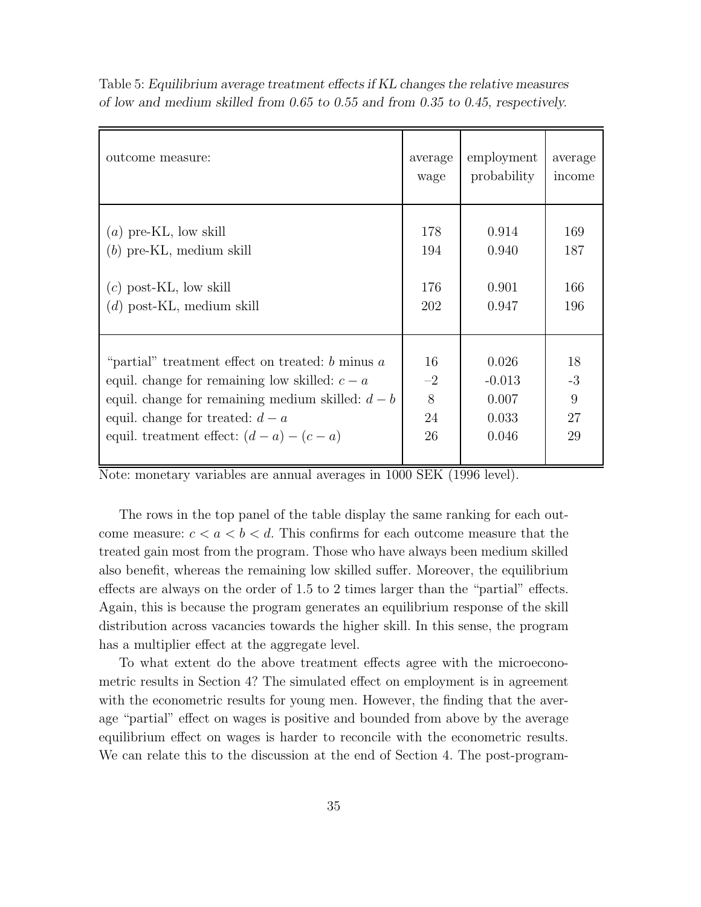Table 5: *Equilibrium average treatment effects if KL changes the relative measures of low and medium skilled from 0.65 to 0.55 and from 0.35 to 0.45, respectively.*

| outcome measure: | average wage | employment probability | average income |
|---|---|---|---|
| $(a)$ pre-KL, low skill | 178 | 0.914 | 169 |
| $(b)$ pre-KL, medium skill | 194 | 0.940 | 187 |
| $(c)$ post-KL, low skill | 176 | 0.901 | 166 |
| $(d)$ post-KL, medium skill | 202 | 0.947 | 196 |
| "partial" treatment effect on treated: $b$ minus $a$ | 16 | 0.026 | 18 |
| equil. change for remaining low skilled: $c - a$ | $-2$ | -0.013 | -3 |
| equil. change for remaining medium skilled: $d - b$ | 8 | 0.007 | 9 |
| equil. change for treated: $d - a$ | 24 | 0.033 | 27 |
| equil. treatment effect: $(d - a) - (c - a)$ | 26 | 0.046 | 29 |

Note: monetary variables are annual averages in 1000 SEK (1996 level).

The rows in the top panel of the table display the same ranking for each outcome measure: $c < a < b < d$. This confirms for each outcome measure that the treated gain most from the program. Those who have always been medium skilled also benefit, whereas the remaining low skilled suffer. Moreover, the equilibrium effects are always on the order of 1.5 to 2 times larger than the "partial" effects. Again, this is because the program generates an equilibrium response of the skill distribution across vacancies towards the higher skill. In this sense, the program has a multiplier effect at the aggregate level.

To what extent do the above treatment effects agree with the microeconometric results in Section 4? The simulated effect on employment is in agreement with the econometric results for young men. However, the finding that the average "partial" effect on wages is positive and bounded from above by the average equilibrium effect on wages is harder to reconcile with the econometric results. We can relate this to the discussion at the end of Section 4. The post-program-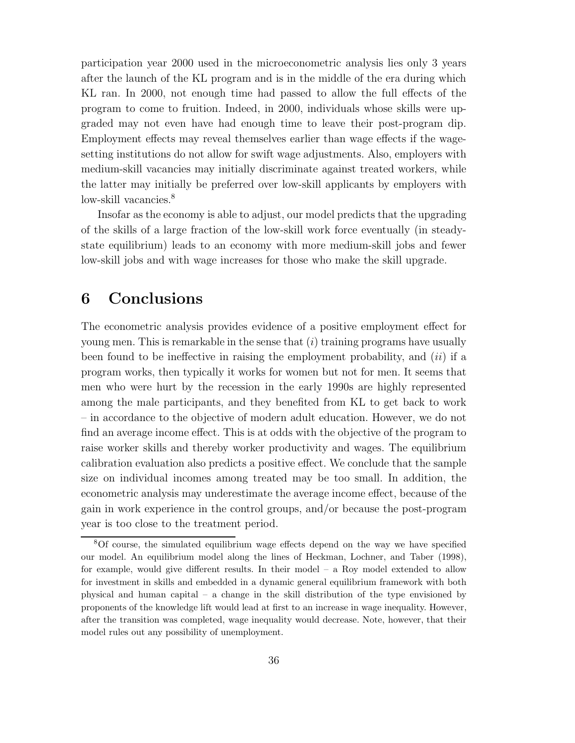participation year 2000 used in the microeconometric analysis lies only 3 years after the launch of the KL program and is in the middle of the era during which KL ran. In 2000, not enough time had passed to allow the full effects of the program to come to fruition. Indeed, in 2000, individuals whose skills were upgraded may not even have had enough time to leave their post-program dip. Employment effects may reveal themselves earlier than wage effects if the wage-setting institutions do not allow for swift wage adjustments. Also, employers with medium-skill vacancies may initially discriminate against treated workers, while the latter may initially be preferred over low-skill applicants by employers with low-skill vacancies.[8]

Insofar as the economy is able to adjust, our model predicts that the upgrading of the skills of a large fraction of the low-skill work force eventually (in steady-state equilibrium) leads to an economy with more medium-skill jobs and fewer low-skill jobs and with wage increases for those who make the skill upgrade.

# 6 Conclusions

The econometric analysis provides evidence of a positive employment effect for young men. This is remarkable in the sense that (*i*) training programs have usually been found to be ineffective in raising the employment probability, and (*ii*) if a program works, then typically it works for women but not for men. It seems that men who were hurt by the recession in the early 1990s are highly represented among the male participants, and they benefited from KL to get back to work – in accordance to the objective of modern adult education. However, we do not find an average income effect. This is at odds with the objective of the program to raise worker skills and thereby worker productivity and wages. The equilibrium calibration evaluation also predicts a positive effect. We conclude that the sample size on individual incomes among treated may be too small. In addition, the econometric analysis may underestimate the average income effect, because of the gain in work experience in the control groups, and/or because the post-program year is too close to the treatment period.

[8] Of course, the simulated equilibrium wage effects depend on the way we have specified our model. An equilibrium model along the lines of Heckman, Lochner, and Taber (1998), for example, would give different results. In their model – a Roy model extended to allow for investment in skills and embedded in a dynamic general equilibrium framework with both physical and human capital – a change in the skill distribution of the type envisioned by proponents of the knowledge lift would lead at first to an increase in wage inequality. However, after the transition was completed, wage inequality would decrease. Note, however, that their model rules out any possibility of unemployment.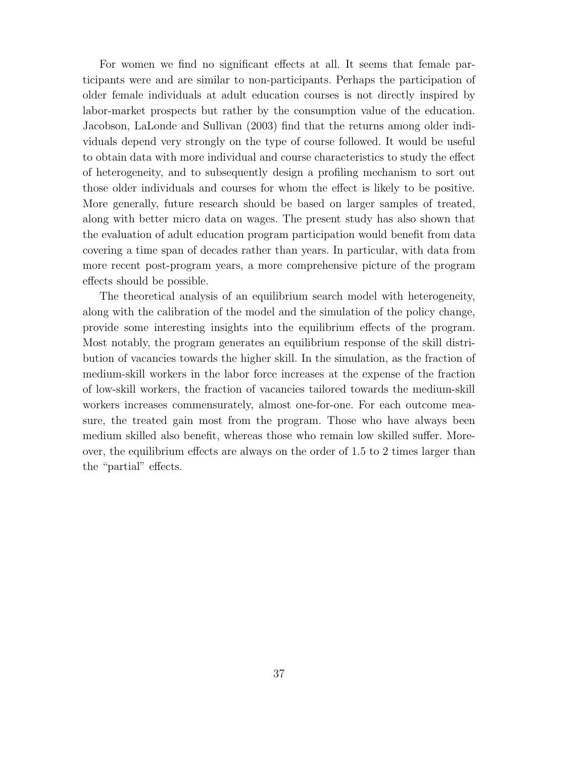For women we find no significant effects at all. It seems that female participants were and are similar to non-participants. Perhaps the participation of older female individuals at adult education courses is not directly inspired by labor-market prospects but rather by the consumption value of the education. Jacobson, LaLonde and Sullivan (2003) find that the returns among older individuals depend very strongly on the type of course followed. It would be useful to obtain data with more individual and course characteristics to study the effect of heterogeneity, and to subsequently design a profiling mechanism to sort out those older individuals and courses for whom the effect is likely to be positive. More generally, future research should be based on larger samples of treated, along with better micro data on wages. The present study has also shown that the evaluation of adult education program participation would benefit from data covering a time span of decades rather than years. In particular, with data from more recent post-program years, a more comprehensive picture of the program effects should be possible.

The theoretical analysis of an equilibrium search model with heterogeneity, along with the calibration of the model and the simulation of the policy change, provide some interesting insights into the equilibrium effects of the program. Most notably, the program generates an equilibrium response of the skill distribution of vacancies towards the higher skill. In the simulation, as the fraction of medium-skill workers in the labor force increases at the expense of the fraction of low-skill workers, the fraction of vacancies tailored towards the medium-skill workers increases commensurately, almost one-for-one. For each outcome measure, the treated gain most from the program. Those who have always been medium skilled also benefit, whereas those who remain low skilled suffer. Moreover, the equilibrium effects are always on the order of 1.5 to 2 times larger than the "partial" effects.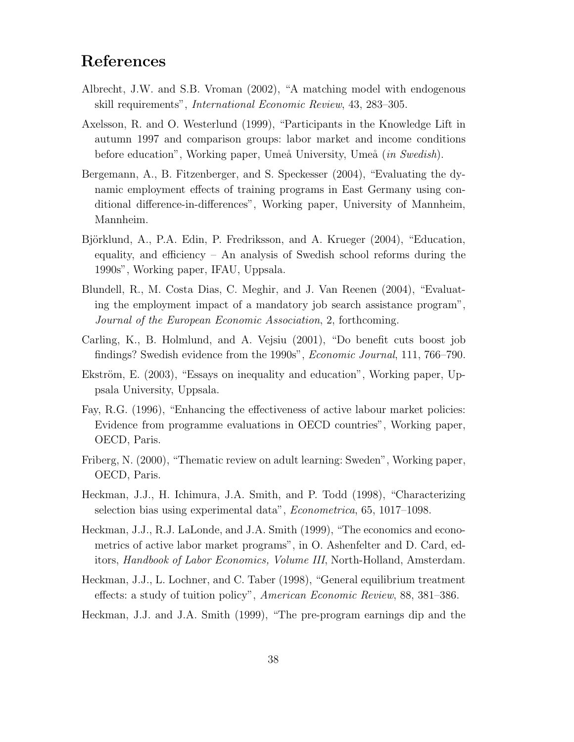# References

Albrecht, J.W. and S.B. Vroman (2002), "A matching model with endogenous skill requirements", *International Economic Review*, 43, 283–305.

Axelsson, R. and O. Westerlund (1999), "Participants in the Knowledge Lift in autumn 1997 and comparison groups: labor market and income conditions before education", Working paper, Umeå University, Umeå (*in Swedish*).

Bergemann, A., B. Fitzenberger, and S. Speckesser (2004), "Evaluating the dynamic employment effects of training programs in East Germany using conditional difference-in-differences", Working paper, University of Mannheim, Mannheim.

Björklund, A., P.A. Edin, P. Fredriksson, and A. Krueger (2004), "Education, equality, and efficiency – An analysis of Swedish school reforms during the 1990s", Working paper, IFAU, Uppsala.

Blundell, R., M. Costa Dias, C. Meghir, and J. Van Reenen (2004), "Evaluating the employment impact of a mandatory job search assistance program", *Journal of the European Economic Association*, 2, forthcoming.

Carling, K., B. Holmlund, and A. Vejsiu (2001), "Do benefit cuts boost job findings? Swedish evidence from the 1990s", *Economic Journal*, 111, 766–790.

Ekström, E. (2003), "Essays on inequality and education", Working paper, Uppsala University, Uppsala.

Fay, R.G. (1996), "Enhancing the effectiveness of active labour market policies: Evidence from programme evaluations in OECD countries", Working paper, OECD, Paris.

Friberg, N. (2000), "Thematic review on adult learning: Sweden", Working paper, OECD, Paris.

Heckman, J.J., H. Ichimura, J.A. Smith, and P. Todd (1998), "Characterizing selection bias using experimental data", *Econometrica*, 65, 1017–1098.

Heckman, J.J., R.J. LaLonde, and J.A. Smith (1999), "The economics and econometrics of active labor market programs", in O. Ashenfelter and D. Card, editors, *Handbook of Labor Economics, Volume III*, North-Holland, Amsterdam.

Heckman, J.J., L. Lochner, and C. Taber (1998), "General equilibrium treatment effects: a study of tuition policy", *American Economic Review*, 88, 381–386.

Heckman, J.J. and J.A. Smith (1999), "The pre-program earnings dip and the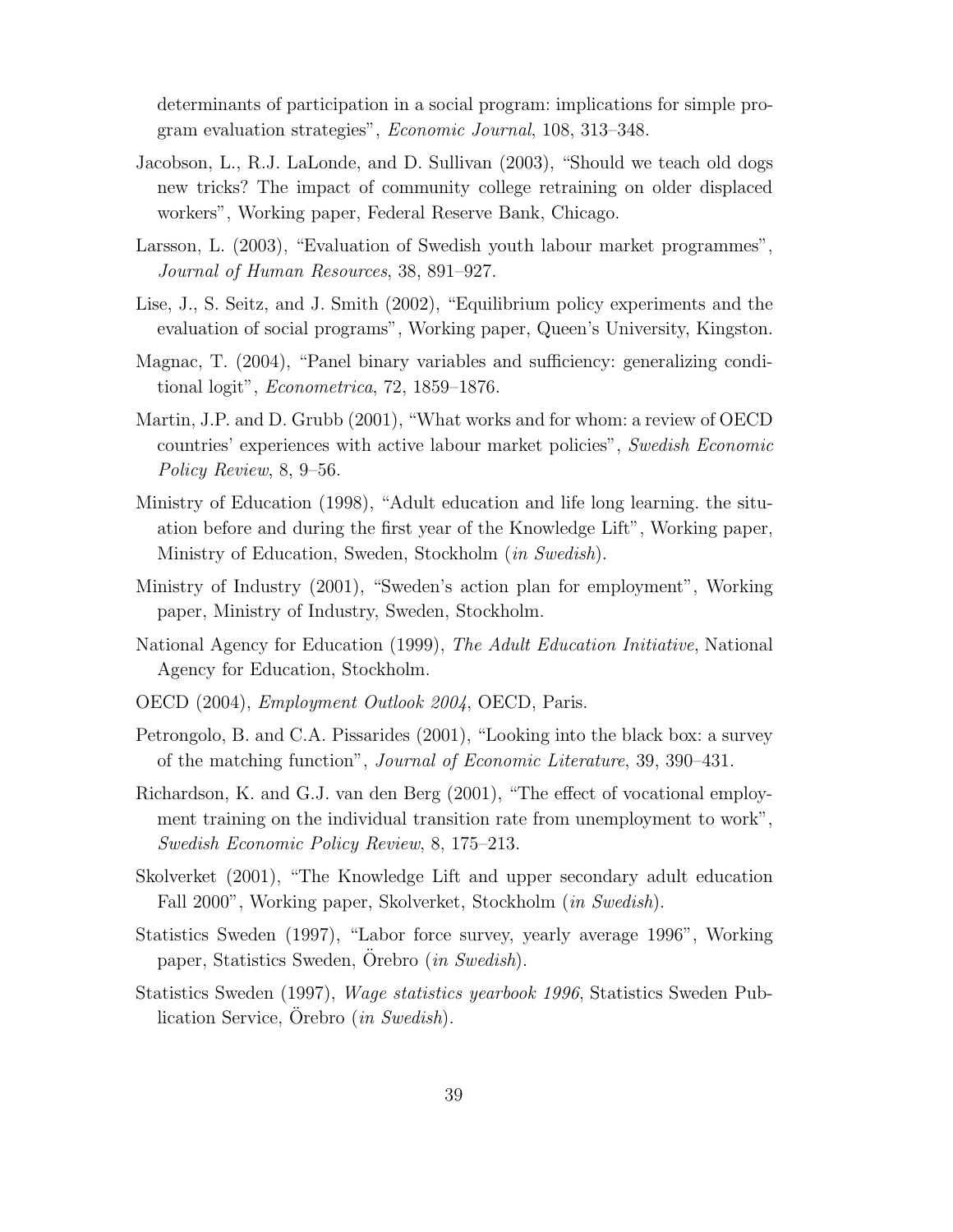determinants of participation in a social program: implications for simple program evaluation strategies", *Economic Journal*, 108, 313–348.

Jacobson, L., R.J. LaLonde, and D. Sullivan (2003), "Should we teach old dogs new tricks? The impact of community college retraining on older displaced workers", Working paper, Federal Reserve Bank, Chicago.

Larsson, L. (2003), "Evaluation of Swedish youth labour market programmes", *Journal of Human Resources*, 38, 891–927.

Lise, J., S. Seitz, and J. Smith (2002), "Equilibrium policy experiments and the evaluation of social programs", Working paper, Queen's University, Kingston.

Magnac, T. (2004), "Panel binary variables and sufficiency: generalizing conditional logit", *Econometrica*, 72, 1859–1876.

Martin, J.P. and D. Grubb (2001), "What works and for whom: a review of OECD countries' experiences with active labour market policies", *Swedish Economic Policy Review*, 8, 9–56.

Ministry of Education (1998), "Adult education and life long learning. the situation before and during the first year of the Knowledge Lift", Working paper, Ministry of Education, Sweden, Stockholm (*in Swedish*).

Ministry of Industry (2001), "Sweden's action plan for employment", Working paper, Ministry of Industry, Sweden, Stockholm.

National Agency for Education (1999), *The Adult Education Initiative*, National Agency for Education, Stockholm.

OECD (2004), *Employment Outlook 2004*, OECD, Paris.

Petrongolo, B. and C.A. Pissarides (2001), "Looking into the black box: a survey of the matching function", *Journal of Economic Literature*, 39, 390–431.

Richardson, K. and G.J. van den Berg (2001), "The effect of vocational employment training on the individual transition rate from unemployment to work", *Swedish Economic Policy Review*, 8, 175–213.

Skolverket (2001), "The Knowledge Lift and upper secondary adult education Fall 2000", Working paper, Skolverket, Stockholm (*in Swedish*).

Statistics Sweden (1997), "Labor force survey, yearly average 1996", Working paper, Statistics Sweden, Örebro (*in Swedish*).

Statistics Sweden (1997), *Wage statistics yearbook 1996*, Statistics Sweden Publication Service, Örebro (*in Swedish*).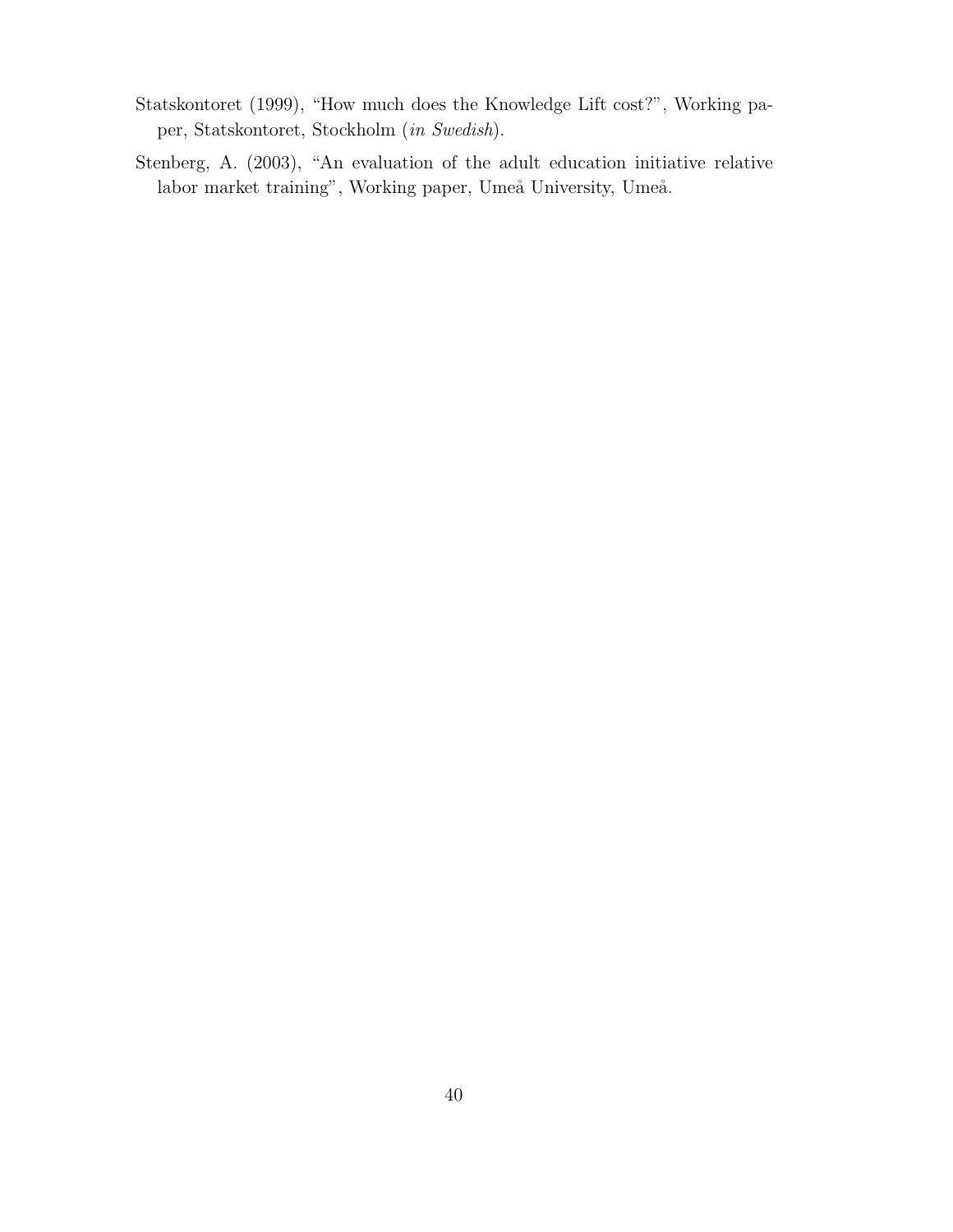Statskontoret (1999), "How much does the Knowledge Lift cost?", Working paper, Statskontoret, Stockholm (*in Swedish*).

Stenberg, A. (2003), "An evaluation of the adult education initiative relative labor market training", Working paper, Umeå University, Umeå.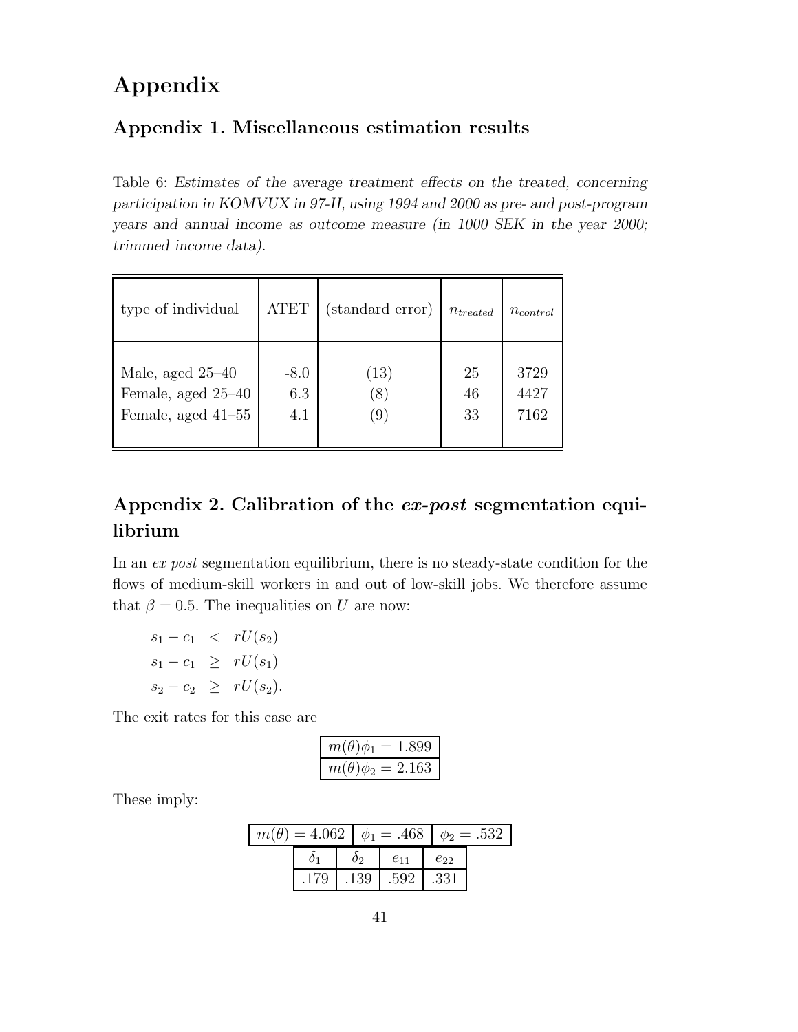# Appendix

## Appendix 1. Miscellaneous estimation results

Table 6: *Estimates of the average treatment effects on the treated, concerning participation in KOMVUX in 97-II, using 1994 and 2000 as pre- and post-program years and annual income as outcome measure (in 1000 SEK in the year 2000; trimmed income data).*

| type of individual | ATET | (standard error) | $n_{treated}$ | $n_{control}$ |
|---|---|---|---|---|
| Male, aged 25–40 | -8.0 | (13) | 25 | 3729 |
| Female, aged 25–40 | 6.3 | (8) | 46 | 4427 |
| Female, aged 41–55 | 4.1 | (9) | 33 | 7162 |

## Appendix 2. Calibration of the *ex-post* segmentation equilibrium

In an *ex post* segmentation equilibrium, there is no steady-state condition for the flows of medium-skill workers in and out of low-skill jobs. We therefore assume that $\beta = 0.5$. The inequalities on $U$ are now:

$$
\begin{aligned}
s_1 - c_1 &< rU(s_2) \\
s_1 - c_1 &\geq rU(s_1) \\
s_2 - c_2 &\geq rU(s_2).
\end{aligned}
$$

The exit rates for this case are

| |
|---|
| $m(\theta)\phi_1 = 1.899$ |
| $m(\theta)\phi_2 = 2.163$ |

These imply:

| $m(\theta) = 4.062$ | $\phi_1 = .468$ | $\phi_2 = .532$ |
|---|---|---|

| $\delta_1$ | $\delta_2$ | $e_{11}$ | $e_{22}$ |
|---|---|---|---|
| .179 | .139 | .592 | .331 |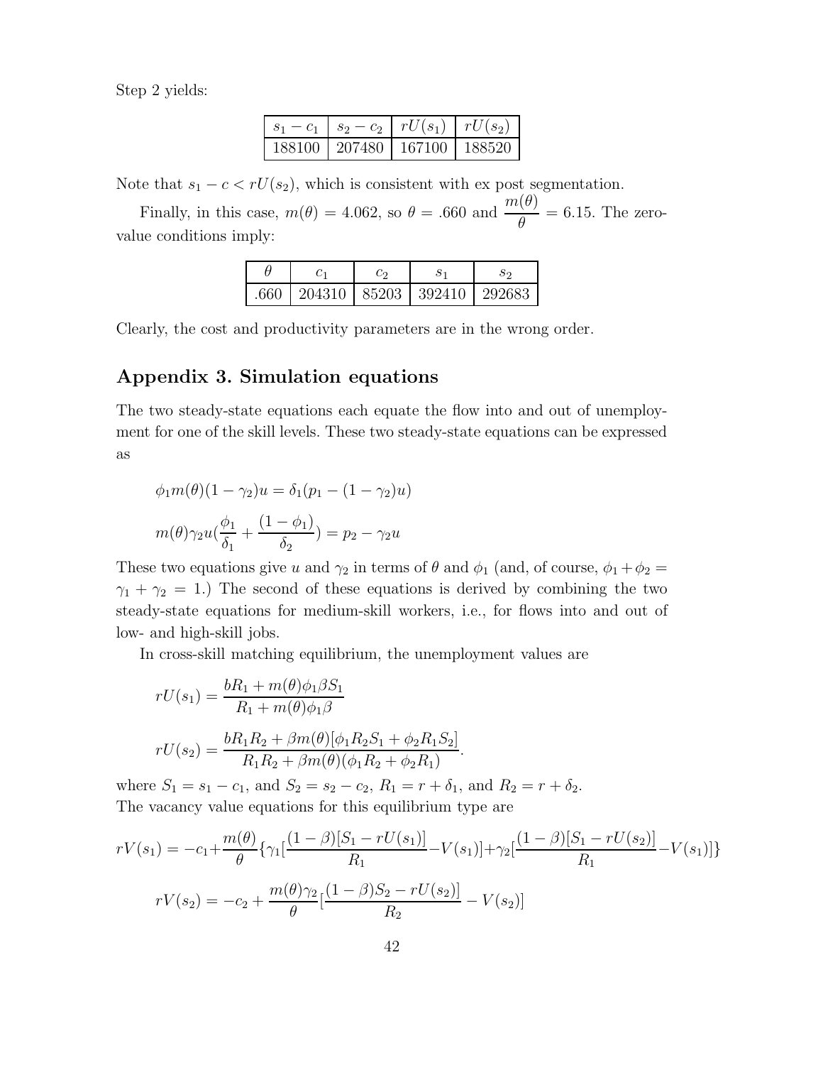Step 2 yields:

| $s_1 - c_1$ | $s_2 - c_2$ | $rU(s_1)$ | $rU(s_2)$ |
|---|---|---|---|
| 188100 | 207480 | 167100 | 188520 |

Note that $s_1 - c < rU(s_2)$, which is consistent with ex post segmentation.

Finally, in this case, $m(\theta) = 4.062$, so $\theta = .660$ and $\dfrac{m(\theta)}{\theta} = 6.15$. The zero-value conditions imply:

| $\theta$ | $c_1$ | $c_2$ | $s_1$ | $s_2$ |
|---|---|---|---|---|
| .660 | 204310 | 85203 | 392410 | 292683 |

Clearly, the cost and productivity parameters are in the wrong order.

## Appendix 3. Simulation equations

The two steady-state equations each equate the flow into and out of unemployment for one of the skill levels. These two steady-state equations can be expressed as

$$\phi_1 m(\theta)(1-\gamma_2)u = \delta_1(p_1 - (1-\gamma_2)u)$$

$$m(\theta)\gamma_2 u\left(\frac{\phi_1}{\delta_1} + \frac{(1-\phi_1)}{\delta_2}\right) = p_2 - \gamma_2 u$$

These two equations give $u$ and $\gamma_2$ in terms of $\theta$ and $\phi_1$ (and, of course, $\phi_1 + \phi_2 = \gamma_1 + \gamma_2 = 1$.) The second of these equations is derived by combining the two steady-state equations for medium-skill workers, i.e., for flows into and out of low- and high-skill jobs.

In cross-skill matching equilibrium, the unemployment values are

$$rU(s_1) = \frac{bR_1 + m(\theta)\phi_1\beta S_1}{R_1 + m(\theta)\phi_1\beta}$$

$$rU(s_2) = \frac{bR_1R_2 + \beta m(\theta)[\phi_1 R_2 S_1 + \phi_2 R_1 S_2]}{R_1R_2 + \beta m(\theta)(\phi_1 R_2 + \phi_2 R_1)}.$$

where $S_1 = s_1 - c_1$, and $S_2 = s_2 - c_2$, $R_1 = r + \delta_1$, and $R_2 = r + \delta_2$.
The vacancy value equations for this equilibrium type are

$$rV(s_1) = -c_1 + \frac{m(\theta)}{\theta}\left\{\gamma_1\left[\frac{(1-\beta)[S_1 - rU(s_1)]}{R_1} - V(s_1)\right] + \gamma_2\left[\frac{(1-\beta)[S_1 - rU(s_2)]}{R_1} - V(s_1)\right]\right\}$$

$$rV(s_2) = -c_2 + \frac{m(\theta)\gamma_2}{\theta}\left[\frac{(1-\beta)S_2 - rU(s_2)]}{R_2} - V(s_2)\right]$$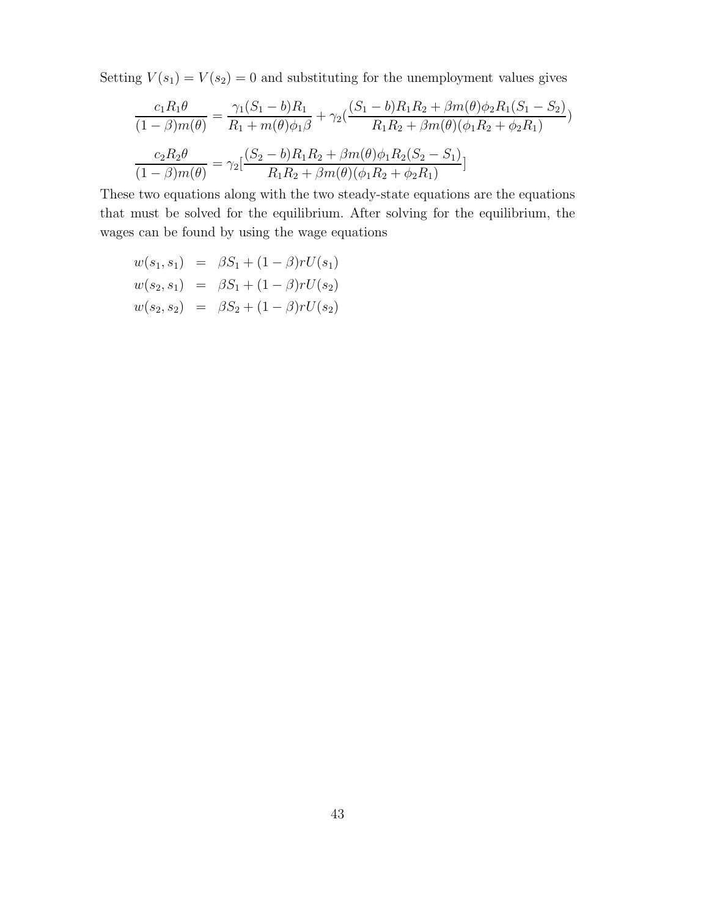Setting $V(s_1) = V(s_2) = 0$ and substituting for the unemployment values gives

$$\frac{c_1 R_1 \theta}{(1-\beta)m(\theta)} = \frac{\gamma_1 (S_1 - b) R_1}{R_1 + m(\theta)\phi_1 \beta} + \gamma_2 \left( \frac{(S_1 - b) R_1 R_2 + \beta m(\theta) \phi_2 R_1 (S_1 - S_2)}{R_1 R_2 + \beta m(\theta)(\phi_1 R_2 + \phi_2 R_1)} \right)$$

$$\frac{c_2 R_2 \theta}{(1-\beta)m(\theta)} = \gamma_2 \left[ \frac{(S_2 - b) R_1 R_2 + \beta m(\theta) \phi_1 R_2 (S_2 - S_1)}{R_1 R_2 + \beta m(\theta)(\phi_1 R_2 + \phi_2 R_1)} \right]$$

These two equations along with the two steady-state equations are the equations that must be solved for the equilibrium. After solving for the equilibrium, the wages can be found by using the wage equations

$$\begin{aligned}
w(s_1, s_1) &= \beta S_1 + (1-\beta) r U(s_1) \\
w(s_2, s_1) &= \beta S_1 + (1-\beta) r U(s_2) \\
w(s_2, s_2) &= \beta S_2 + (1-\beta) r U(s_2)
\end{aligned}$$